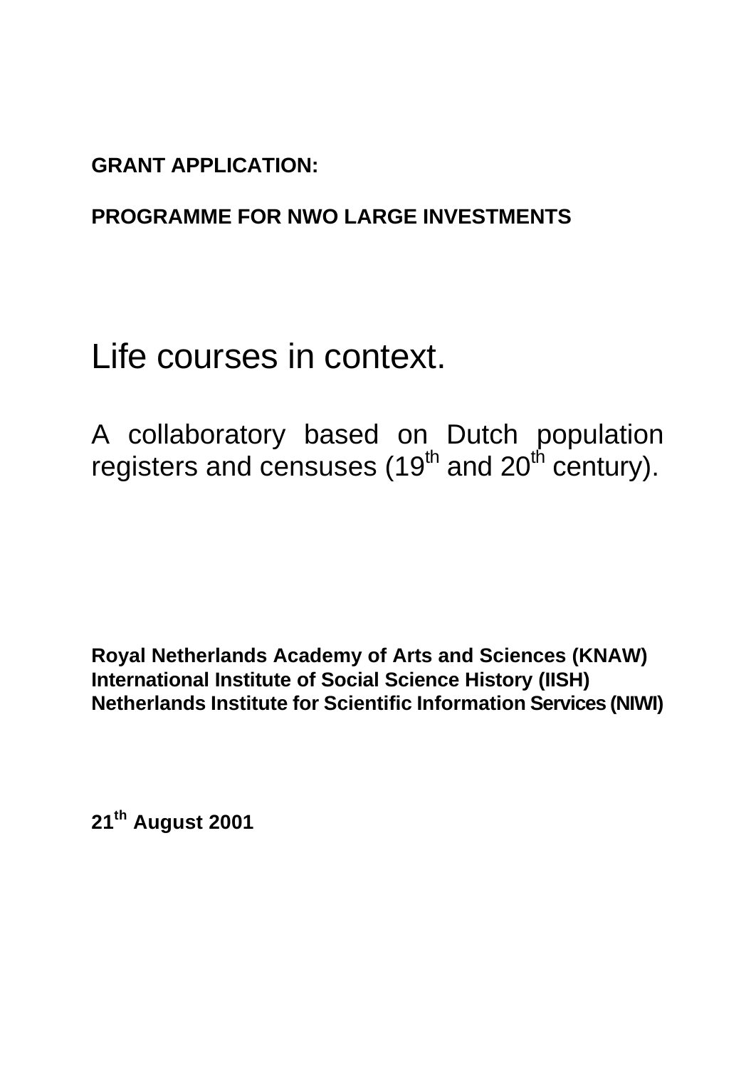**GRANT APPLICATION:**

**PROGRAMME FOR NWO LARGE INVESTMENTS**

# Life courses in context.

## A collaboratory based on Dutch population registers and censuses ($19^{th}$ and $20^{th}$ century).

**Royal Netherlands Academy of Arts and Sciences (KNAW)**
**International Institute of Social Science History (IISH)**
**Netherlands Institute for Scientific Information Services (NIWI)**

**$21^{th}$ August 2001**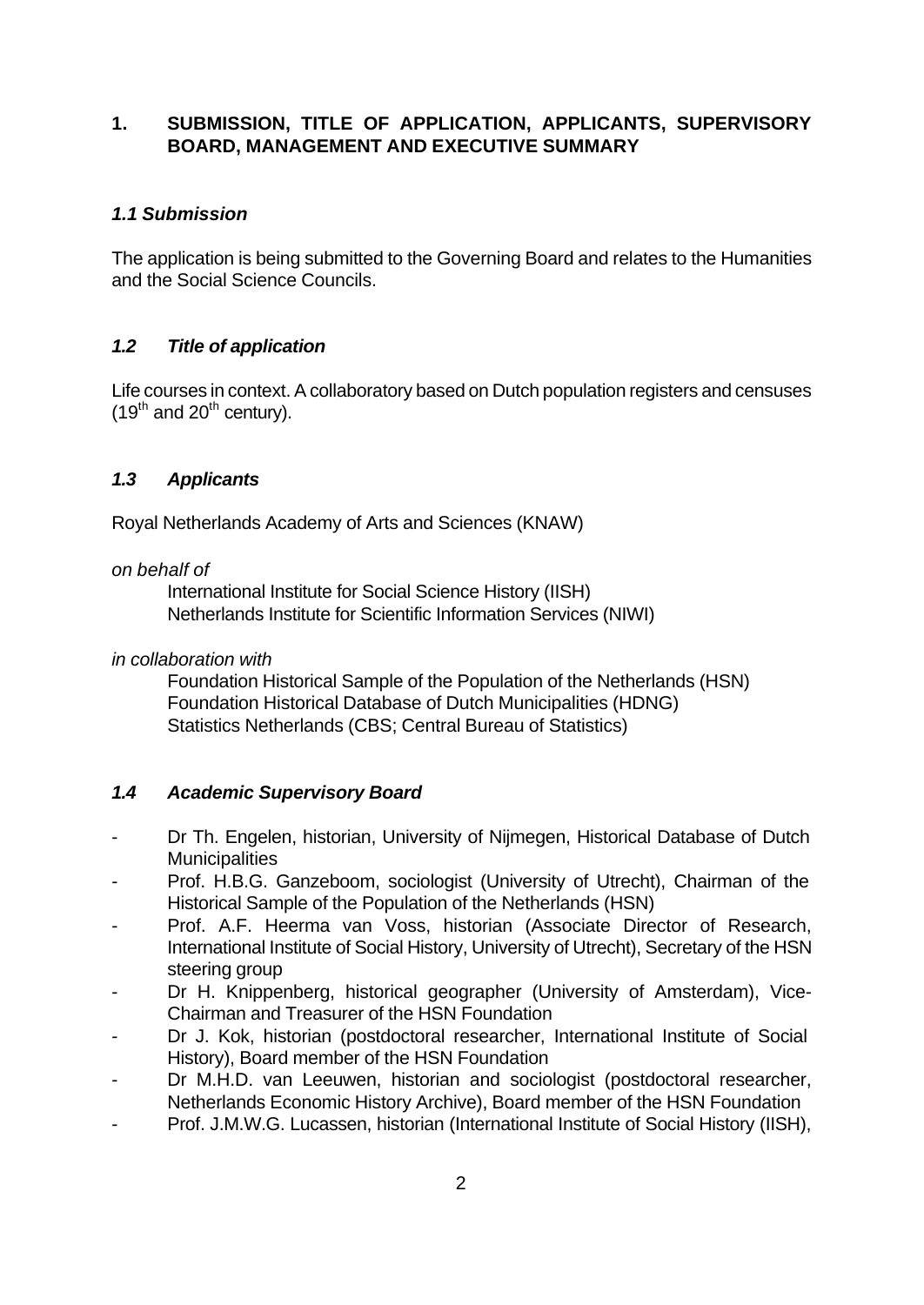## 1. SUBMISSION, TITLE OF APPLICATION, APPLICANTS, SUPERVISORY BOARD, MANAGEMENT AND EXECUTIVE SUMMARY

### *1.1 Submission*

The application is being submitted to the Governing Board and relates to the Humanities and the Social Science Councils.

### *1.2 Title of application*

Life courses in context. A collaboratory based on Dutch population registers and censuses ($19^{th}$ and $20^{th}$ century).

### *1.3 Applicants*

Royal Netherlands Academy of Arts and Sciences (KNAW)

*on behalf of*

International Institute for Social Science History (IISH)
Netherlands Institute for Scientific Information Services (NIWI)

*in collaboration with*

Foundation Historical Sample of the Population of the Netherlands (HSN)
Foundation Historical Database of Dutch Municipalities (HDNG)
Statistics Netherlands (CBS; Central Bureau of Statistics)

### *1.4 Academic Supervisory Board*

- Dr Th. Engelen, historian, University of Nijmegen, Historical Database of Dutch Municipalities
- Prof. H.B.G. Ganzeboom, sociologist (University of Utrecht), Chairman of the Historical Sample of the Population of the Netherlands (HSN)
- Prof. A.F. Heerma van Voss, historian (Associate Director of Research, International Institute of Social History, University of Utrecht), Secretary of the HSN steering group
- Dr H. Knippenberg, historical geographer (University of Amsterdam), Vice-Chairman and Treasurer of the HSN Foundation
- Dr J. Kok, historian (postdoctoral researcher, International Institute of Social History), Board member of the HSN Foundation
- Dr M.H.D. van Leeuwen, historian and sociologist (postdoctoral researcher, Netherlands Economic History Archive), Board member of the HSN Foundation
- Prof. J.M.W.G. Lucassen, historian (International Institute of Social History (IISH),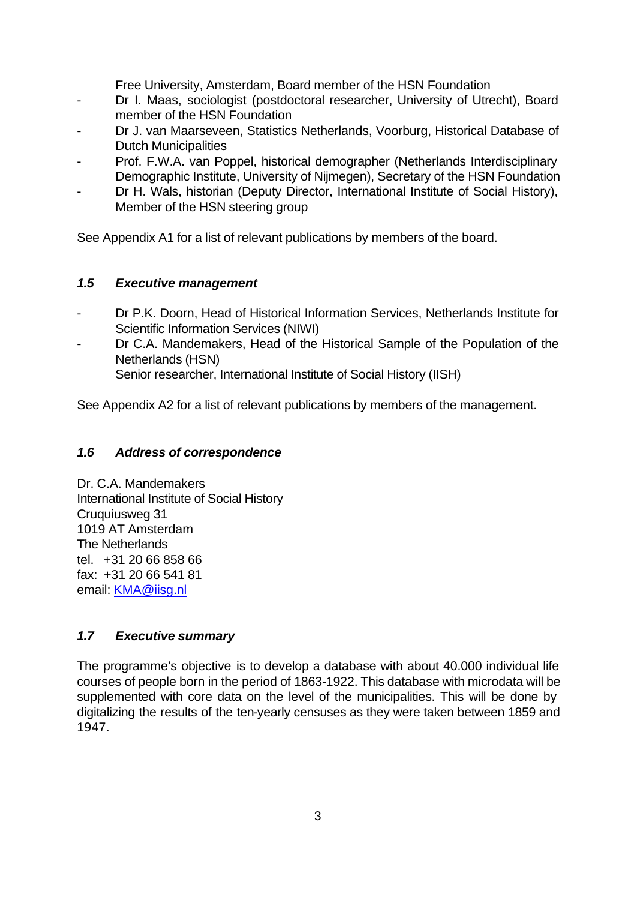Free University, Amsterdam, Board member of the HSN Foundation

- Dr I. Maas, sociologist (postdoctoral researcher, University of Utrecht), Board member of the HSN Foundation
- Dr J. van Maarseveen, Statistics Netherlands, Voorburg, Historical Database of Dutch Municipalities
- Prof. F.W.A. van Poppel, historical demographer (Netherlands Interdisciplinary Demographic Institute, University of Nijmegen), Secretary of the HSN Foundation
- Dr H. Wals, historian (Deputy Director, International Institute of Social History), Member of the HSN steering group

See Appendix A1 for a list of relevant publications by members of the board.

### *1.5 Executive management*

- Dr P.K. Doorn, Head of Historical Information Services, Netherlands Institute for Scientific Information Services (NIWI)
- Dr C.A. Mandemakers, Head of the Historical Sample of the Population of the Netherlands (HSN)
  Senior researcher, International Institute of Social History (IISH)

See Appendix A2 for a list of relevant publications by members of the management.

### *1.6 Address of correspondence*

Dr. C.A. Mandemakers
International Institute of Social History
Cruquiusweg 31
1019 AT Amsterdam
The Netherlands
tel. +31 20 66 858 66
fax: +31 20 66 541 81
email: KMA@iisg.nl

### *1.7 Executive summary*

The programme's objective is to develop a database with about 40.000 individual life courses of people born in the period of 1863-1922. This database with microdata will be supplemented with core data on the level of the municipalities. This will be done by digitalizing the results of the ten-yearly censuses as they were taken between 1859 and 1947.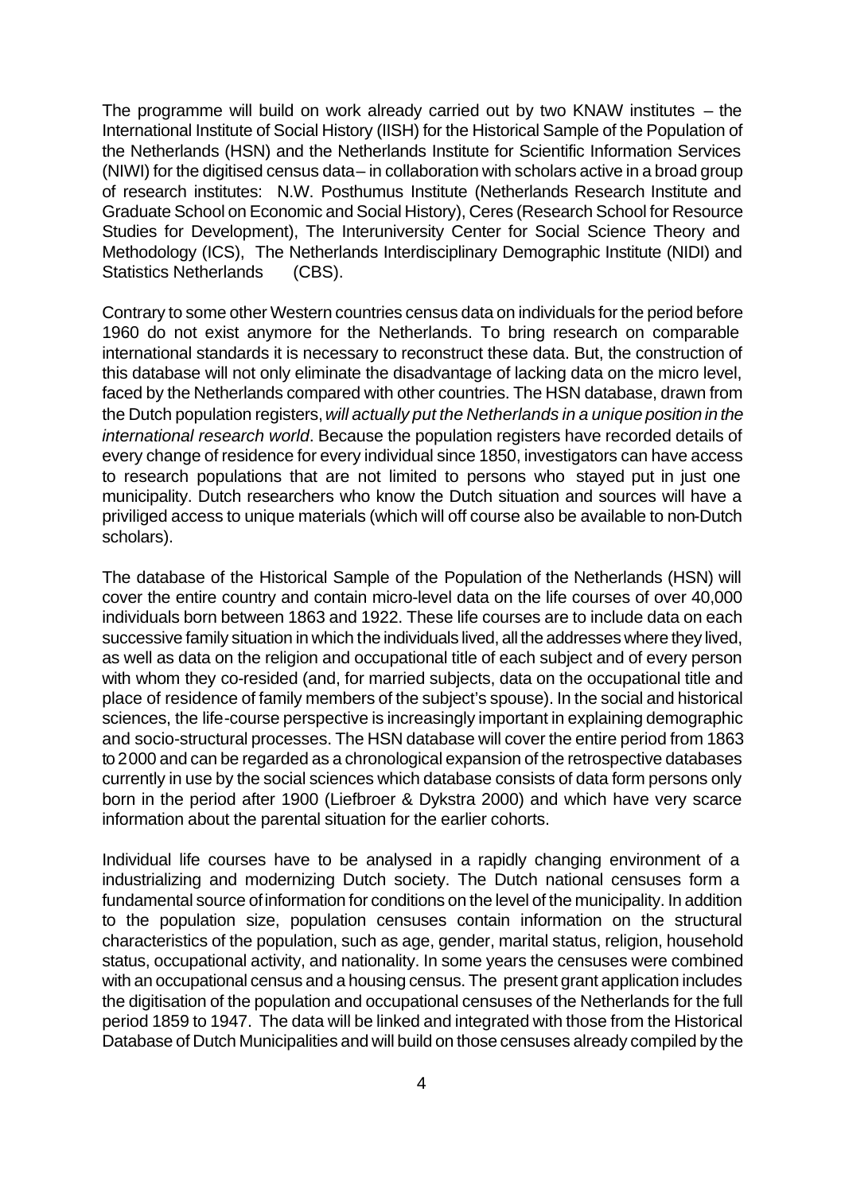The programme will build on work already carried out by two KNAW institutes – the International Institute of Social History (IISH) for the Historical Sample of the Population of the Netherlands (HSN) and the Netherlands Institute for Scientific Information Services (NIWI) for the digitised census data– in collaboration with scholars active in a broad group of research institutes: N.W. Posthumus Institute (Netherlands Research Institute and Graduate School on Economic and Social History), Ceres (Research School for Resource Studies for Development), The Interuniversity Center for Social Science Theory and Methodology (ICS), The Netherlands Interdisciplinary Demographic Institute (NIDI) and Statistics Netherlands (CBS).

Contrary to some other Western countries census data on individuals for the period before 1960 do not exist anymore for the Netherlands. To bring research on comparable international standards it is necessary to reconstruct these data. But, the construction of this database will not only eliminate the disadvantage of lacking data on the micro level, faced by the Netherlands compared with other countries. The HSN database, drawn from the Dutch population registers, *will actually put the Netherlands in a unique position in the international research world*. Because the population registers have recorded details of every change of residence for every individual since 1850, investigators can have access to research populations that are not limited to persons who stayed put in just one municipality. Dutch researchers who know the Dutch situation and sources will have a priviliged access to unique materials (which will off course also be available to non-Dutch scholars).

The database of the Historical Sample of the Population of the Netherlands (HSN) will cover the entire country and contain micro-level data on the life courses of over 40,000 individuals born between 1863 and 1922. These life courses are to include data on each successive family situation in which the individuals lived, all the addresses where they lived, as well as data on the religion and occupational title of each subject and of every person with whom they co-resided (and, for married subjects, data on the occupational title and place of residence of family members of the subject's spouse). In the social and historical sciences, the life-course perspective is increasingly important in explaining demographic and socio-structural processes. The HSN database will cover the entire period from 1863 to 2000 and can be regarded as a chronological expansion of the retrospective databases currently in use by the social sciences which database consists of data form persons only born in the period after 1900 (Liefbroer & Dykstra 2000) and which have very scarce information about the parental situation for the earlier cohorts.

Individual life courses have to be analysed in a rapidly changing environment of a industrializing and modernizing Dutch society. The Dutch national censuses form a fundamental source of information for conditions on the level of the municipality. In addition to the population size, population censuses contain information on the structural characteristics of the population, such as age, gender, marital status, religion, household status, occupational activity, and nationality. In some years the censuses were combined with an occupational census and a housing census. The present grant application includes the digitisation of the population and occupational censuses of the Netherlands for the full period 1859 to 1947. The data will be linked and integrated with those from the Historical Database of Dutch Municipalities and will build on those censuses already compiled by the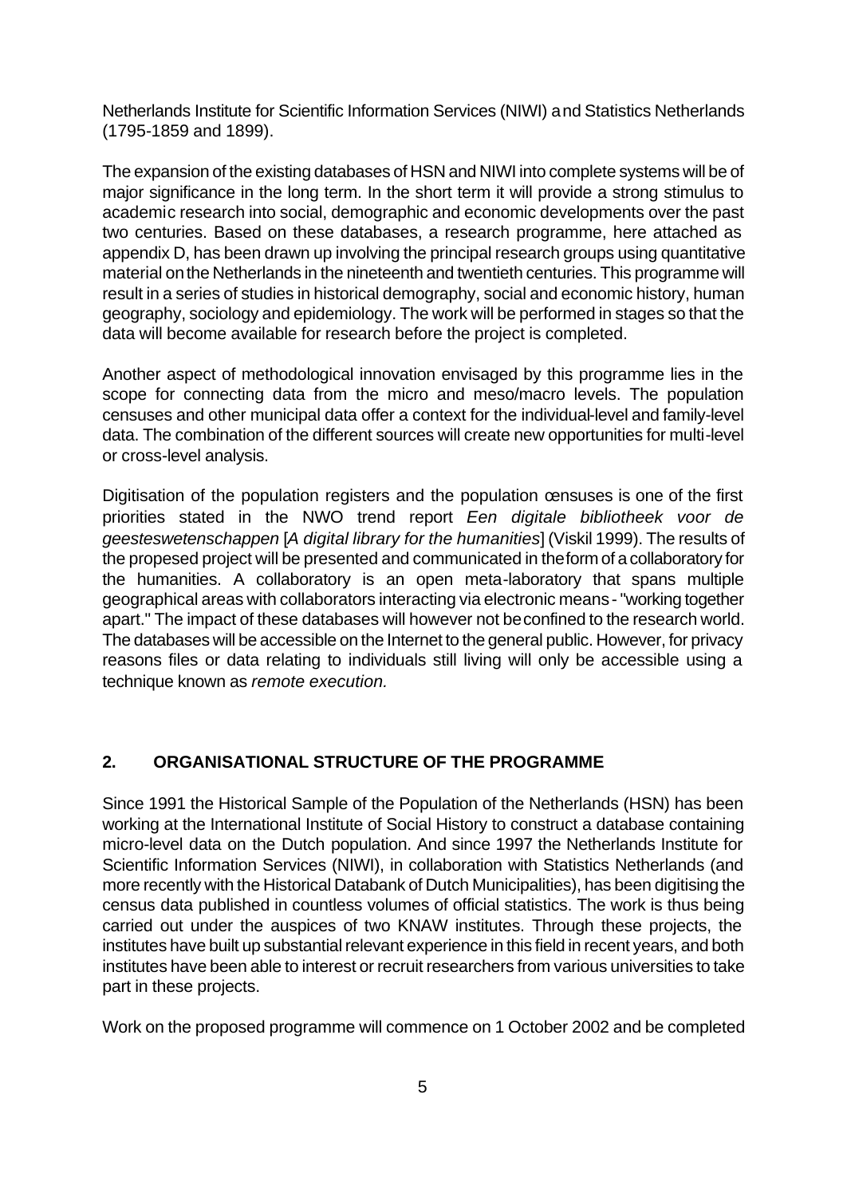Netherlands Institute for Scientific Information Services (NIWI) and Statistics Netherlands (1795-1859 and 1899).

The expansion of the existing databases of HSN and NIWI into complete systems will be of major significance in the long term. In the short term it will provide a strong stimulus to academic research into social, demographic and economic developments over the past two centuries. Based on these databases, a research programme, here attached as appendix D, has been drawn up involving the principal research groups using quantitative material on the Netherlands in the nineteenth and twentieth centuries. This programme will result in a series of studies in historical demography, social and economic history, human geography, sociology and epidemiology. The work will be performed in stages so that the data will become available for research before the project is completed.

Another aspect of methodological innovation envisaged by this programme lies in the scope for connecting data from the micro and meso/macro levels. The population censuses and other municipal data offer a context for the individual-level and family-level data. The combination of the different sources will create new opportunities for multi-level or cross-level analysis.

Digitisation of the population registers and the population censuses is one of the first priorities stated in the NWO trend report *Een digitale bibliotheek voor de geesteswetenschappen* [*A digital library for the humanities*] (Viskil 1999). The results of the propesed project will be presented and communicated in the form of a collaboratory for the humanities. A collaboratory is an open meta-laboratory that spans multiple geographical areas with collaborators interacting via electronic means - "working together apart." The impact of these databases will however not be confined to the research world. The databases will be accessible on the Internet to the general public. However, for privacy reasons files or data relating to individuals still living will only be accessible using a technique known as *remote execution.*

## 2. ORGANISATIONAL STRUCTURE OF THE PROGRAMME

Since 1991 the Historical Sample of the Population of the Netherlands (HSN) has been working at the International Institute of Social History to construct a database containing micro-level data on the Dutch population. And since 1997 the Netherlands Institute for Scientific Information Services (NIWI), in collaboration with Statistics Netherlands (and more recently with the Historical Databank of Dutch Municipalities), has been digitising the census data published in countless volumes of official statistics. The work is thus being carried out under the auspices of two KNAW institutes. Through these projects, the institutes have built up substantial relevant experience in this field in recent years, and both institutes have been able to interest or recruit researchers from various universities to take part in these projects.

Work on the proposed programme will commence on 1 October 2002 and be completed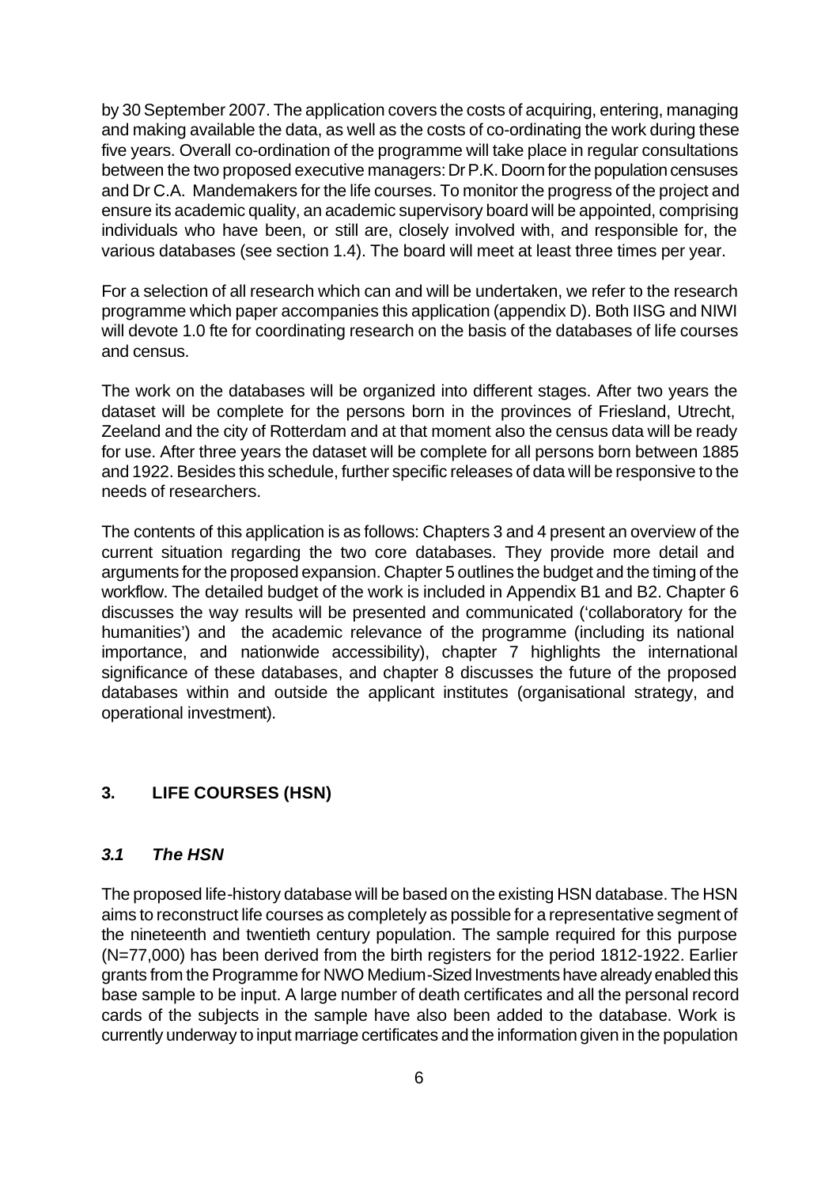by 30 September 2007. The application covers the costs of acquiring, entering, managing and making available the data, as well as the costs of co-ordinating the work during these five years. Overall co-ordination of the programme will take place in regular consultations between the two proposed executive managers: Dr P.K. Doorn for the population censuses and Dr C.A. Mandemakers for the life courses. To monitor the progress of the project and ensure its academic quality, an academic supervisory board will be appointed, comprising individuals who have been, or still are, closely involved with, and responsible for, the various databases (see section 1.4). The board will meet at least three times per year.

For a selection of all research which can and will be undertaken, we refer to the research programme which paper accompanies this application (appendix D). Both IISG and NIWI will devote 1.0 fte for coordinating research on the basis of the databases of life courses and census.

The work on the databases will be organized into different stages. After two years the dataset will be complete for the persons born in the provinces of Friesland, Utrecht, Zeeland and the city of Rotterdam and at that moment also the census data will be ready for use. After three years the dataset will be complete for all persons born between 1885 and 1922. Besides this schedule, further specific releases of data will be responsive to the needs of researchers.

The contents of this application is as follows: Chapters 3 and 4 present an overview of the current situation regarding the two core databases. They provide more detail and arguments for the proposed expansion. Chapter 5 outlines the budget and the timing of the workflow. The detailed budget of the work is included in Appendix B1 and B2. Chapter 6 discusses the way results will be presented and communicated ('collaboratory for the humanities') and the academic relevance of the programme (including its national importance, and nationwide accessibility), chapter 7 highlights the international significance of these databases, and chapter 8 discusses the future of the proposed databases within and outside the applicant institutes (organisational strategy, and operational investment).

## 3. LIFE COURSES (HSN)

### *3.1 The HSN*

The proposed life-history database will be based on the existing HSN database. The HSN aims to reconstruct life courses as completely as possible for a representative segment of the nineteenth and twentieth century population. The sample required for this purpose (N=77,000) has been derived from the birth registers for the period 1812-1922. Earlier grants from the Programme for NWO Medium-Sized Investments have already enabled this base sample to be input. A large number of death certificates and all the personal record cards of the subjects in the sample have also been added to the database. Work is currently underway to input marriage certificates and the information given in the population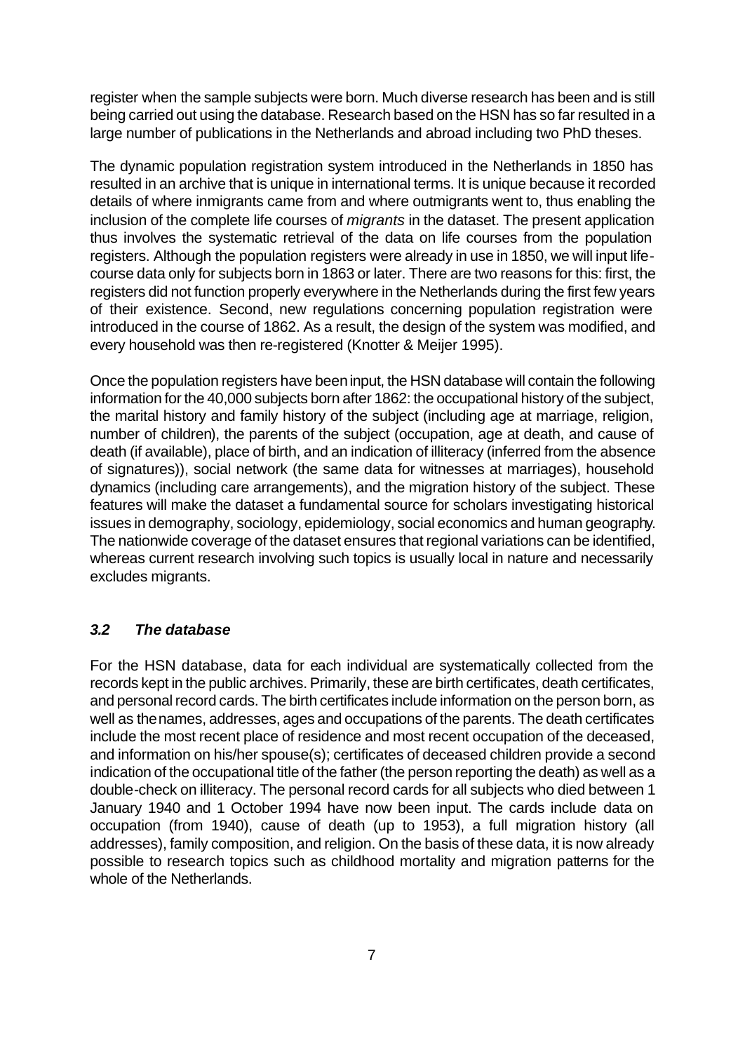register when the sample subjects were born. Much diverse research has been and is still being carried out using the database. Research based on the HSN has so far resulted in a large number of publications in the Netherlands and abroad including two PhD theses.

The dynamic population registration system introduced in the Netherlands in 1850 has resulted in an archive that is unique in international terms. It is unique because it recorded details of where inmigrants came from and where outmigrants went to, thus enabling the inclusion of the complete life courses of *migrants* in the dataset. The present application thus involves the systematic retrieval of the data on life courses from the population registers. Although the population registers were already in use in 1850, we will input life-course data only for subjects born in 1863 or later. There are two reasons for this: first, the registers did not function properly everywhere in the Netherlands during the first few years of their existence. Second, new regulations concerning population registration were introduced in the course of 1862. As a result, the design of the system was modified, and every household was then re-registered (Knotter & Meijer 1995).

Once the population registers have been input, the HSN database will contain the following information for the 40,000 subjects born after 1862: the occupational history of the subject, the marital history and family history of the subject (including age at marriage, religion, number of children), the parents of the subject (occupation, age at death, and cause of death (if available), place of birth, and an indication of illiteracy (inferred from the absence of signatures)), social network (the same data for witnesses at marriages), household dynamics (including care arrangements), and the migration history of the subject. These features will make the dataset a fundamental source for scholars investigating historical issues in demography, sociology, epidemiology, social economics and human geography. The nationwide coverage of the dataset ensures that regional variations can be identified, whereas current research involving such topics is usually local in nature and necessarily excludes migrants.

### *3.2 The database*

For the HSN database, data for each individual are systematically collected from the records kept in the public archives. Primarily, these are birth certificates, death certificates, and personal record cards. The birth certificates include information on the person born, as well as the names, addresses, ages and occupations of the parents. The death certificates include the most recent place of residence and most recent occupation of the deceased, and information on his/her spouse(s); certificates of deceased children provide a second indication of the occupational title of the father (the person reporting the death) as well as a double-check on illiteracy. The personal record cards for all subjects who died between 1 January 1940 and 1 October 1994 have now been input. The cards include data on occupation (from 1940), cause of death (up to 1953), a full migration history (all addresses), family composition, and religion. On the basis of these data, it is now already possible to research topics such as childhood mortality and migration patterns for the whole of the Netherlands.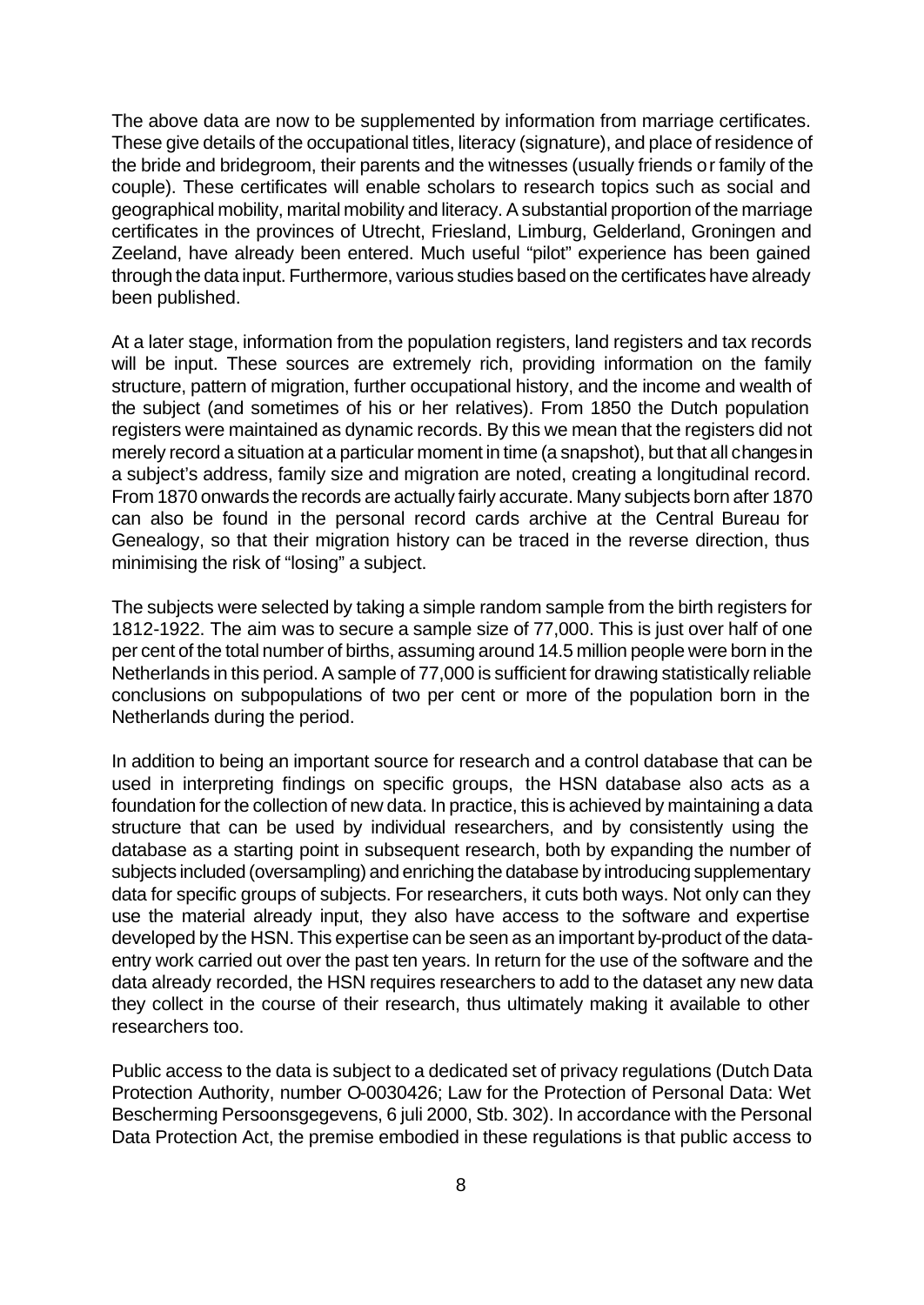The above data are now to be supplemented by information from marriage certificates. These give details of the occupational titles, literacy (signature), and place of residence of the bride and bridegroom, their parents and the witnesses (usually friends or family of the couple). These certificates will enable scholars to research topics such as social and geographical mobility, marital mobility and literacy. A substantial proportion of the marriage certificates in the provinces of Utrecht, Friesland, Limburg, Gelderland, Groningen and Zeeland, have already been entered. Much useful "pilot" experience has been gained through the data input. Furthermore, various studies based on the certificates have already been published.

At a later stage, information from the population registers, land registers and tax records will be input. These sources are extremely rich, providing information on the family structure, pattern of migration, further occupational history, and the income and wealth of the subject (and sometimes of his or her relatives). From 1850 the Dutch population registers were maintained as dynamic records. By this we mean that the registers did not merely record a situation at a particular moment in time (a snapshot), but that all changes in a subject's address, family size and migration are noted, creating a longitudinal record. From 1870 onwards the records are actually fairly accurate. Many subjects born after 1870 can also be found in the personal record cards archive at the Central Bureau for Genealogy, so that their migration history can be traced in the reverse direction, thus minimising the risk of "losing" a subject.

The subjects were selected by taking a simple random sample from the birth registers for 1812-1922. The aim was to secure a sample size of 77,000. This is just over half of one per cent of the total number of births, assuming around 14.5 million people were born in the Netherlands in this period. A sample of 77,000 is sufficient for drawing statistically reliable conclusions on subpopulations of two per cent or more of the population born in the Netherlands during the period.

In addition to being an important source for research and a control database that can be used in interpreting findings on specific groups, the HSN database also acts as a foundation for the collection of new data. In practice, this is achieved by maintaining a data structure that can be used by individual researchers, and by consistently using the database as a starting point in subsequent research, both by expanding the number of subjects included (oversampling) and enriching the database by introducing supplementary data for specific groups of subjects. For researchers, it cuts both ways. Not only can they use the material already input, they also have access to the software and expertise developed by the HSN. This expertise can be seen as an important by-product of the data-entry work carried out over the past ten years. In return for the use of the software and the data already recorded, the HSN requires researchers to add to the dataset any new data they collect in the course of their research, thus ultimately making it available to other researchers too.

Public access to the data is subject to a dedicated set of privacy regulations (Dutch Data Protection Authority, number O-0030426; Law for the Protection of Personal Data: Wet Bescherming Persoonsgegevens, 6 juli 2000, Stb. 302). In accordance with the Personal Data Protection Act, the premise embodied in these regulations is that public access to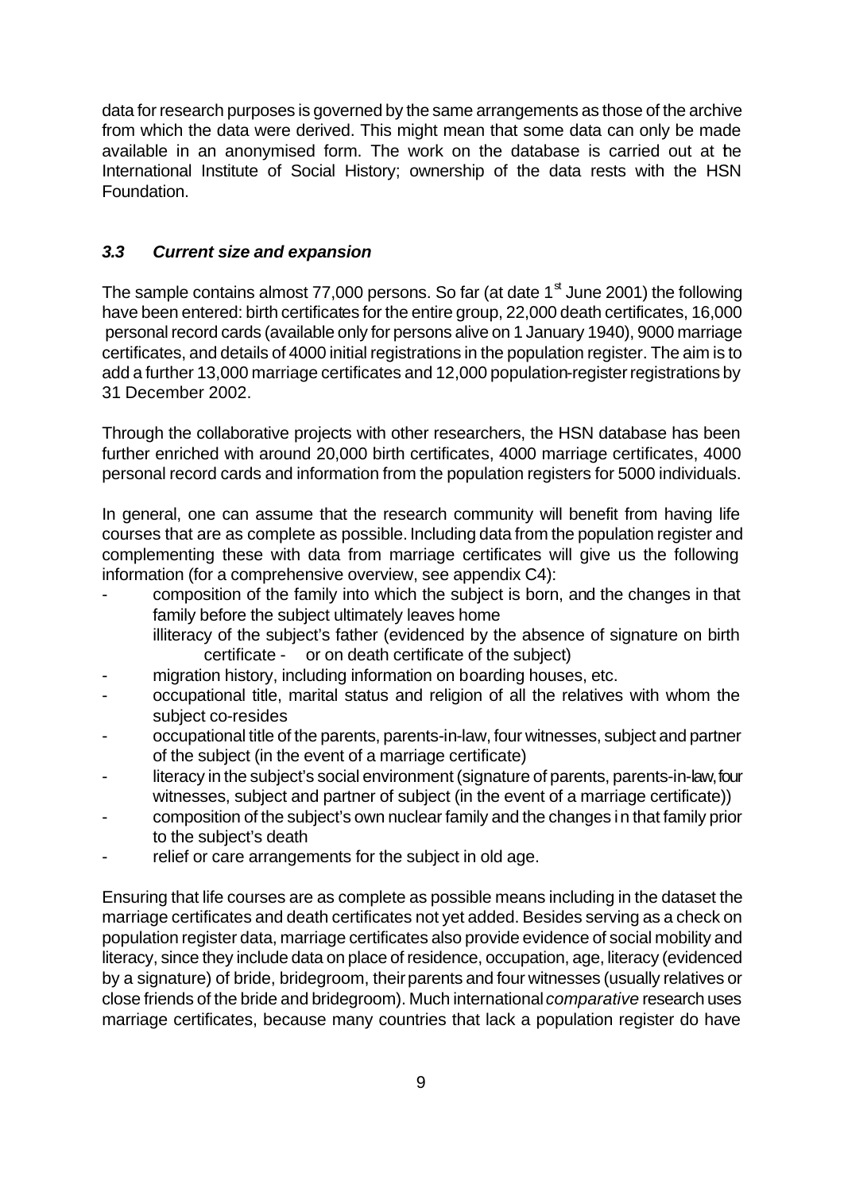data for research purposes is governed by the same arrangements as those of the archive from which the data were derived. This might mean that some data can only be made available in an anonymised form. The work on the database is carried out at the International Institute of Social History; ownership of the data rests with the HSN Foundation.

### *3.3 Current size and expansion*

The sample contains almost 77,000 persons. So far (at date 1st June 2001) the following have been entered: birth certificates for the entire group, 22,000 death certificates, 16,000 personal record cards (available only for persons alive on 1 January 1940), 9000 marriage certificates, and details of 4000 initial registrations in the population register. The aim is to add a further 13,000 marriage certificates and 12,000 population-register registrations by 31 December 2002.

Through the collaborative projects with other researchers, the HSN database has been further enriched with around 20,000 birth certificates, 4000 marriage certificates, 4000 personal record cards and information from the population registers for 5000 individuals.

In general, one can assume that the research community will benefit from having life courses that are as complete as possible. Including data from the population register and complementing these with data from marriage certificates will give us the following information (for a comprehensive overview, see appendix C4):

- composition of the family into which the subject is born, and the changes in that family before the subject ultimately leaves home
  illiteracy of the subject's father (evidenced by the absence of signature on birth certificate - or on death certificate of the subject)
- migration history, including information on boarding houses, etc.
- occupational title, marital status and religion of all the relatives with whom the subject co-resides
- occupational title of the parents, parents-in-law, four witnesses, subject and partner of the subject (in the event of a marriage certificate)
- literacy in the subject's social environment (signature of parents, parents-in-law, four witnesses, subject and partner of subject (in the event of a marriage certificate))
- composition of the subject's own nuclear family and the changes in that family prior to the subject's death
- relief or care arrangements for the subject in old age.

Ensuring that life courses are as complete as possible means including in the dataset the marriage certificates and death certificates not yet added. Besides serving as a check on population register data, marriage certificates also provide evidence of social mobility and literacy, since they include data on place of residence, occupation, age, literacy (evidenced by a signature) of bride, bridegroom, their parents and four witnesses (usually relatives or close friends of the bride and bridegroom). Much international *comparative* research uses marriage certificates, because many countries that lack a population register do have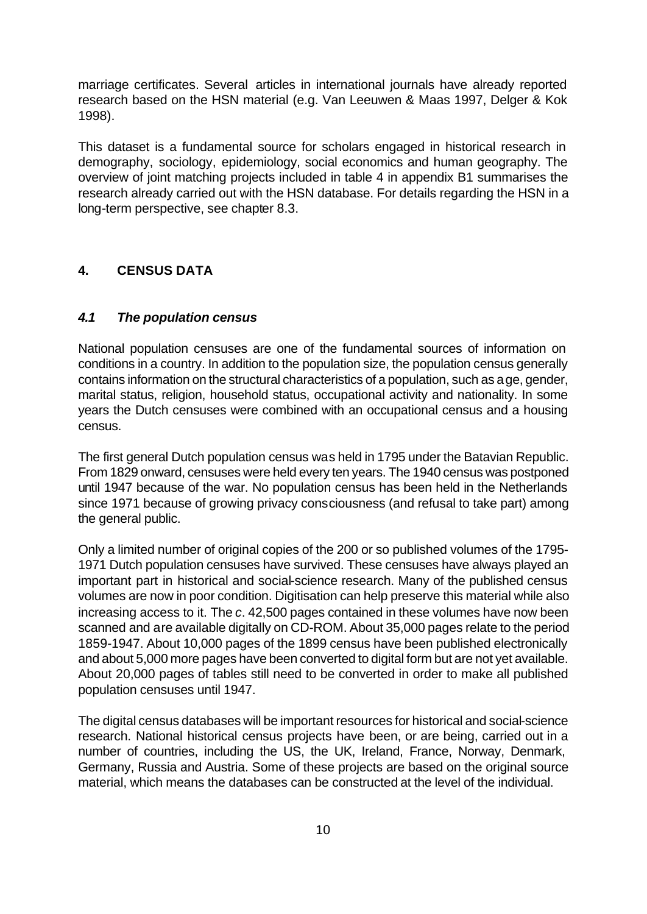marriage certificates. Several articles in international journals have already reported research based on the HSN material (e.g. Van Leeuwen & Maas 1997, Delger & Kok 1998).

This dataset is a fundamental source for scholars engaged in historical research in demography, sociology, epidemiology, social economics and human geography. The overview of joint matching projects included in table 4 in appendix B1 summarises the research already carried out with the HSN database. For details regarding the HSN in a long-term perspective, see chapter 8.3.

## 4. CENSUS DATA

### *4.1 The population census*

National population censuses are one of the fundamental sources of information on conditions in a country. In addition to the population size, the population census generally contains information on the structural characteristics of a population, such as age, gender, marital status, religion, household status, occupational activity and nationality. In some years the Dutch censuses were combined with an occupational census and a housing census.

The first general Dutch population census was held in 1795 under the Batavian Republic. From 1829 onward, censuses were held every ten years. The 1940 census was postponed until 1947 because of the war. No population census has been held in the Netherlands since 1971 because of growing privacy consciousness (and refusal to take part) among the general public.

Only a limited number of original copies of the 200 or so published volumes of the 1795-1971 Dutch population censuses have survived. These censuses have always played an important part in historical and social-science research. Many of the published census volumes are now in poor condition. Digitisation can help preserve this material while also increasing access to it. The *c*. 42,500 pages contained in these volumes have now been scanned and are available digitally on CD-ROM. About 35,000 pages relate to the period 1859-1947. About 10,000 pages of the 1899 census have been published electronically and about 5,000 more pages have been converted to digital form but are not yet available. About 20,000 pages of tables still need to be converted in order to make all published population censuses until 1947.

The digital census databases will be important resources for historical and social-science research. National historical census projects have been, or are being, carried out in a number of countries, including the US, the UK, Ireland, France, Norway, Denmark, Germany, Russia and Austria. Some of these projects are based on the original source material, which means the databases can be constructed at the level of the individual.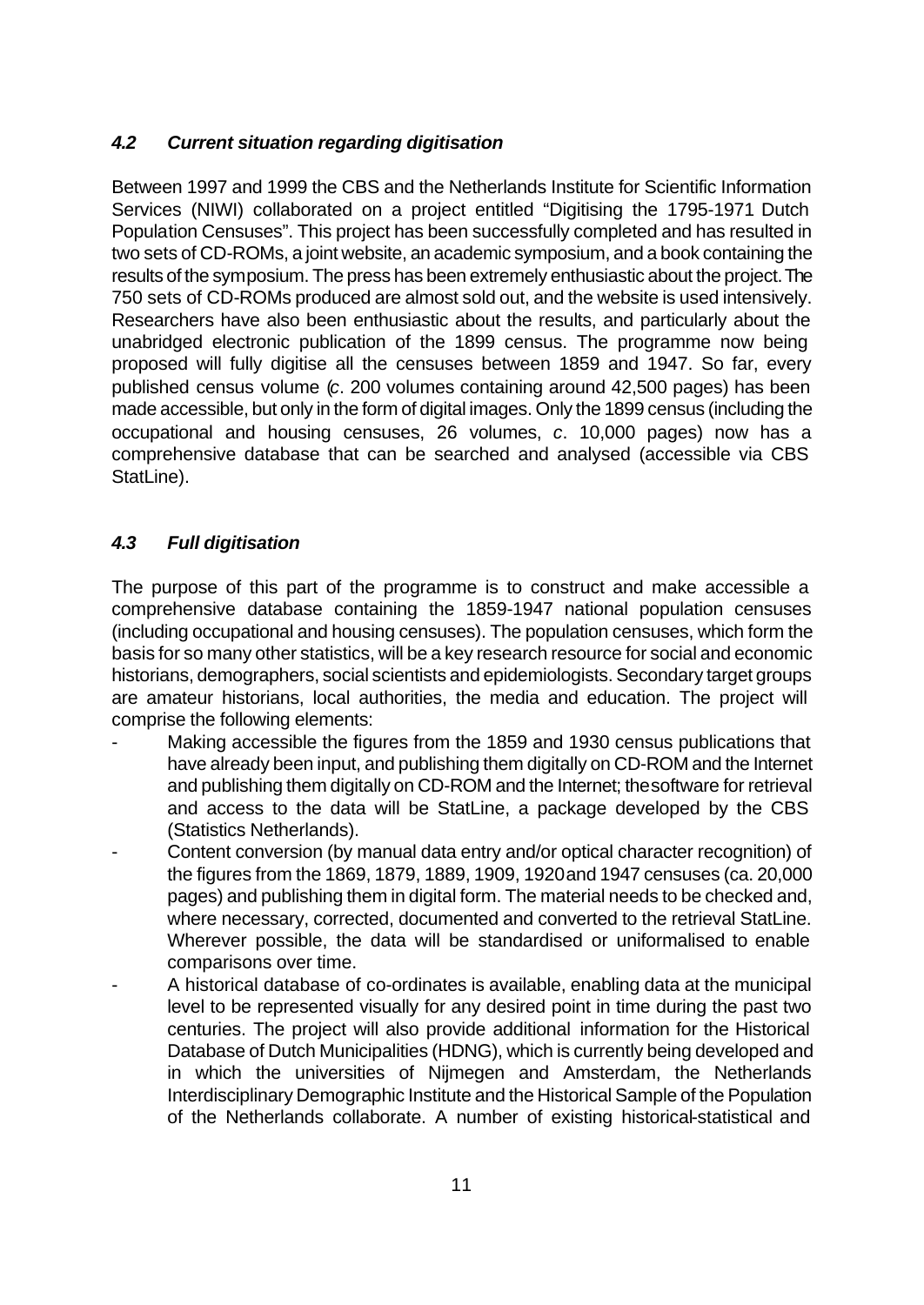### *4.2 Current situation regarding digitisation*

Between 1997 and 1999 the CBS and the Netherlands Institute for Scientific Information Services (NIWI) collaborated on a project entitled "Digitising the 1795-1971 Dutch Population Censuses". This project has been successfully completed and has resulted in two sets of CD-ROMs, a joint website, an academic symposium, and a book containing the results of the symposium. The press has been extremely enthusiastic about the project. The 750 sets of CD-ROMs produced are almost sold out, and the website is used intensively. Researchers have also been enthusiastic about the results, and particularly about the unabridged electronic publication of the 1899 census. The programme now being proposed will fully digitise all the censuses between 1859 and 1947. So far, every published census volume (*c*. 200 volumes containing around 42,500 pages) has been made accessible, but only in the form of digital images. Only the 1899 census (including the occupational and housing censuses, 26 volumes, *c*. 10,000 pages) now has a comprehensive database that can be searched and analysed (accessible via CBS StatLine).

### *4.3 Full digitisation*

The purpose of this part of the programme is to construct and make accessible a comprehensive database containing the 1859-1947 national population censuses (including occupational and housing censuses). The population censuses, which form the basis for so many other statistics, will be a key research resource for social and economic historians, demographers, social scientists and epidemiologists. Secondary target groups are amateur historians, local authorities, the media and education. The project will comprise the following elements:

- Making accessible the figures from the 1859 and 1930 census publications that have already been input, and publishing them digitally on CD-ROM and the Internet and publishing them digitally on CD-ROM and the Internet; the software for retrieval and access to the data will be StatLine, a package developed by the CBS (Statistics Netherlands).
- Content conversion (by manual data entry and/or optical character recognition) of the figures from the 1869, 1879, 1889, 1909, 1920 and 1947 censuses (ca. 20,000 pages) and publishing them in digital form. The material needs to be checked and, where necessary, corrected, documented and converted to the retrieval StatLine. Wherever possible, the data will be standardised or uniformalised to enable comparisons over time.
- A historical database of co-ordinates is available, enabling data at the municipal level to be represented visually for any desired point in time during the past two centuries. The project will also provide additional information for the Historical Database of Dutch Municipalities (HDNG), which is currently being developed and in which the universities of Nijmegen and Amsterdam, the Netherlands Interdisciplinary Demographic Institute and the Historical Sample of the Population of the Netherlands collaborate. A number of existing historical-statistical and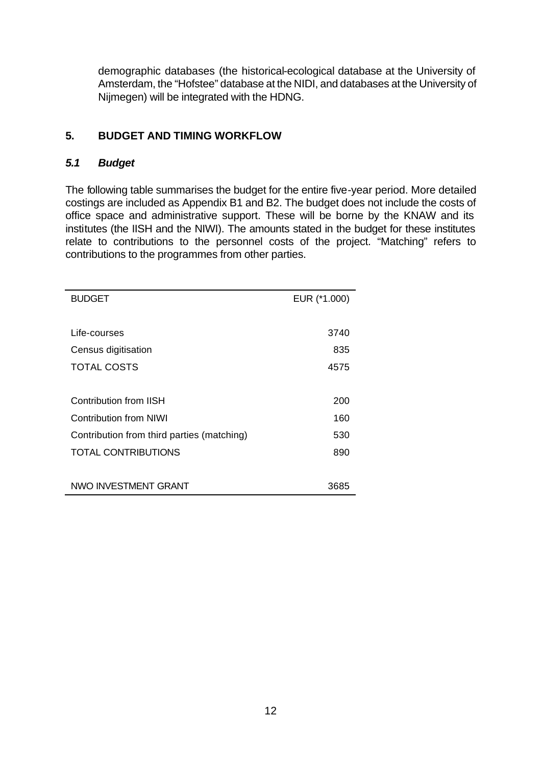demographic databases (the historical-ecological database at the University of Amsterdam, the "Hofstee" database at the NIDI, and databases at the University of Nijmegen) will be integrated with the HDNG.

## 5. BUDGET AND TIMING WORKFLOW

### *5.1 Budget*

The following table summarises the budget for the entire five-year period. More detailed costings are included as Appendix B1 and B2. The budget does not include the costs of office space and administrative support. These will be borne by the KNAW and its institutes (the IISH and the NIWI). The amounts stated in the budget for these institutes relate to contributions to the personnel costs of the project. "Matching" refers to contributions to the programmes from other parties.

| BUDGET | EUR (*1.000) |
|---|---:|
| Life-courses | 3740 |
| Census digitisation | 835 |
| TOTAL COSTS | 4575 |
| | |
| Contribution from IISH | 200 |
| Contribution from NIWI | 160 |
| Contribution from third parties (matching) | 530 |
| TOTAL CONTRIBUTIONS | 890 |
| | |
| NWO INVESTMENT GRANT | 3685 |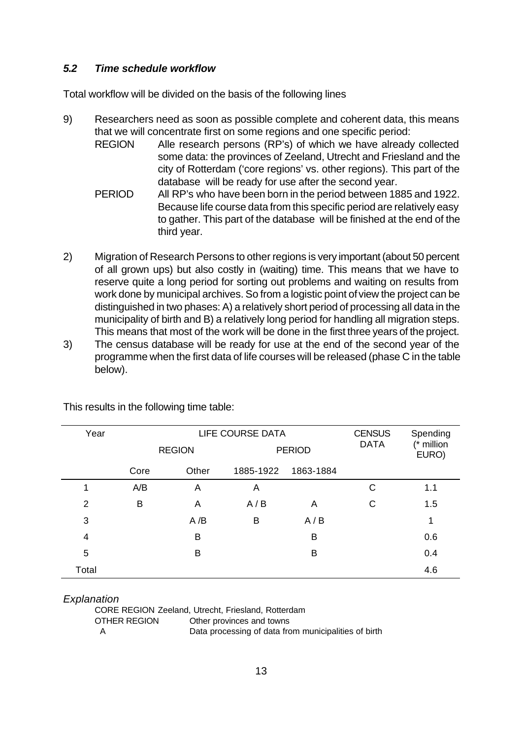### *5.2 Time schedule workflow*

Total workflow will be divided on the basis of the following lines

9) Researchers need as soon as possible complete and coherent data, this means that we will concentrate first on some regions and one specific period:
   REGION Alle research persons (RP's) of which we have already collected some data: the provinces of Zeeland, Utrecht and Friesland and the city of Rotterdam ('core regions' vs. other regions). This part of the database will be ready for use after the second year.
   PERIOD All RP's who have been born in the period between 1885 and 1922. Because life course data from this specific period are relatively easy to gather. This part of the database will be finished at the end of the third year.

2) Migration of Research Persons to other regions is very important (about 50 percent of all grown ups) but also costly in (waiting) time. This means that we have to reserve quite a long period for sorting out problems and waiting on results from work done by municipal archives. So from a logistic point of view the project can be distinguished in two phases: A) a relatively short period of processing all data in the municipality of birth and B) a relatively long period for handling all migration steps. This means that most of the work will be done in the first three years of the project.
3) The census database will be ready for use at the end of the second year of the programme when the first data of life courses will be released (phase C in the table below).

This results in the following time table:

| Year | LIFE COURSE DATA | | | | CENSUS DATA | Spending (* million EURO) |
|---|---|---|---|---|---|---|
| | REGION | | PERIOD | | | |
| | Core | Other | 1885-1922 | 1863-1884 | | |
| 1 | A/B | A | A | | C | 1.1 |
| 2 | B | A | A / B | A | C | 1.5 |
| 3 | | A /B | B | A / B | | 1 |
| 4 | | B | | B | | 0.6 |
| 5 | | B | | B | | 0.4 |
| Total | | | | | | 4.6 |

*Explanation*

CORE REGION Zeeland, Utrecht, Friesland, Rotterdam
OTHER REGION Other provinces and towns
A Data processing of data from municipalities of birth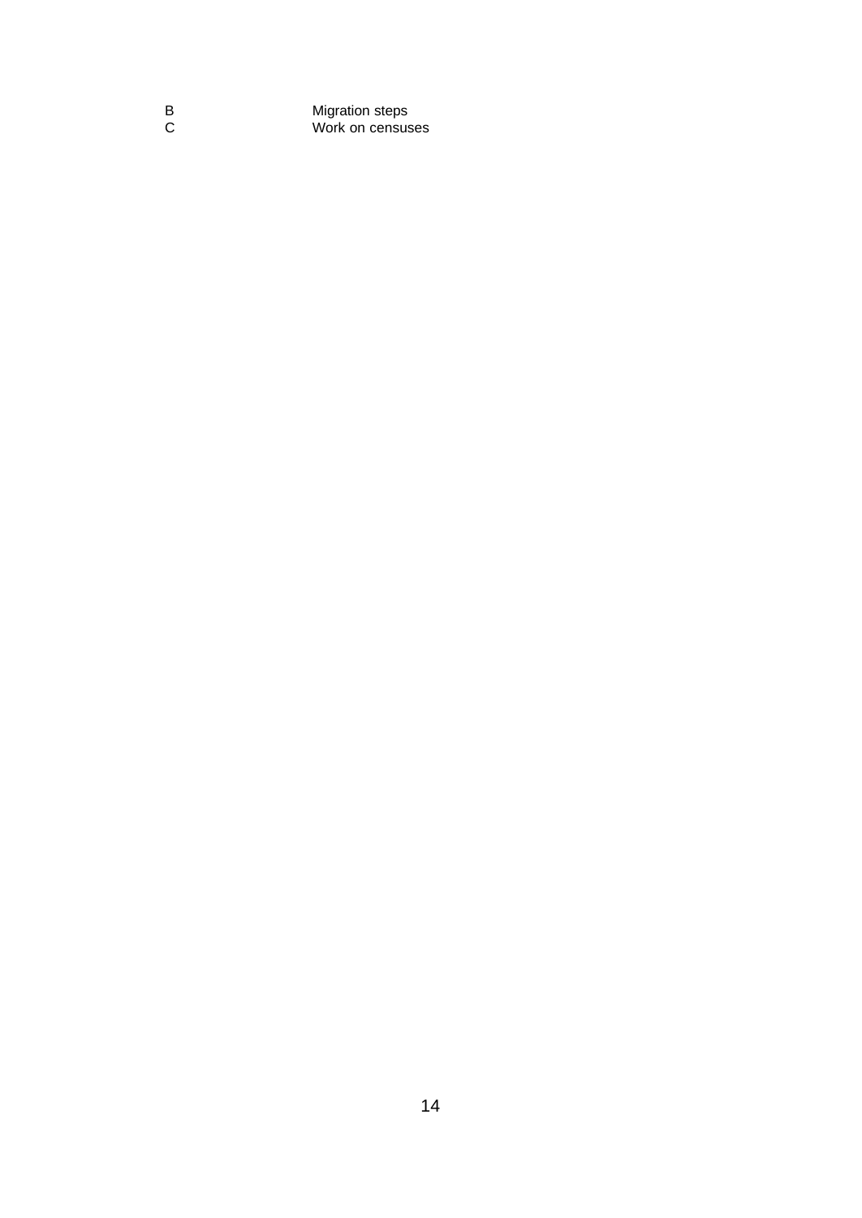| | |
|---|---|
| B | Migration steps |
| C | Work on censuses |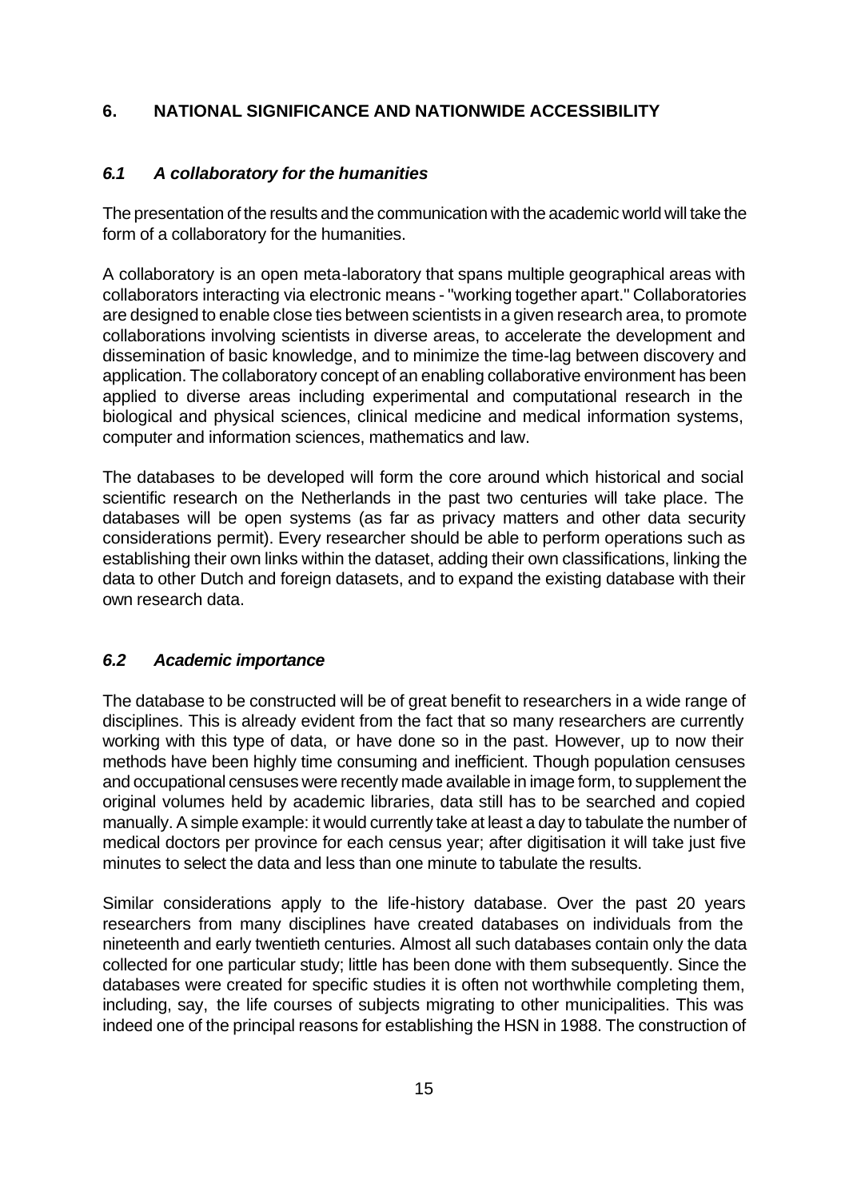## 6. NATIONAL SIGNIFICANCE AND NATIONWIDE ACCESSIBILITY

### *6.1 A collaboratory for the humanities*

The presentation of the results and the communication with the academic world will take the form of a collaboratory for the humanities.

A collaboratory is an open meta-laboratory that spans multiple geographical areas with collaborators interacting via electronic means - "working together apart." Collaboratories are designed to enable close ties between scientists in a given research area, to promote collaborations involving scientists in diverse areas, to accelerate the development and dissemination of basic knowledge, and to minimize the time-lag between discovery and application. The collaboratory concept of an enabling collaborative environment has been applied to diverse areas including experimental and computational research in the biological and physical sciences, clinical medicine and medical information systems, computer and information sciences, mathematics and law.

The databases to be developed will form the core around which historical and social scientific research on the Netherlands in the past two centuries will take place. The databases will be open systems (as far as privacy matters and other data security considerations permit). Every researcher should be able to perform operations such as establishing their own links within the dataset, adding their own classifications, linking the data to other Dutch and foreign datasets, and to expand the existing database with their own research data.

### *6.2 Academic importance*

The database to be constructed will be of great benefit to researchers in a wide range of disciplines. This is already evident from the fact that so many researchers are currently working with this type of data, or have done so in the past. However, up to now their methods have been highly time consuming and inefficient. Though population censuses and occupational censuses were recently made available in image form, to supplement the original volumes held by academic libraries, data still has to be searched and copied manually. A simple example: it would currently take at least a day to tabulate the number of medical doctors per province for each census year; after digitisation it will take just five minutes to select the data and less than one minute to tabulate the results.

Similar considerations apply to the life-history database. Over the past 20 years researchers from many disciplines have created databases on individuals from the nineteenth and early twentieth centuries. Almost all such databases contain only the data collected for one particular study; little has been done with them subsequently. Since the databases were created for specific studies it is often not worthwhile completing them, including, say, the life courses of subjects migrating to other municipalities. This was indeed one of the principal reasons for establishing the HSN in 1988. The construction of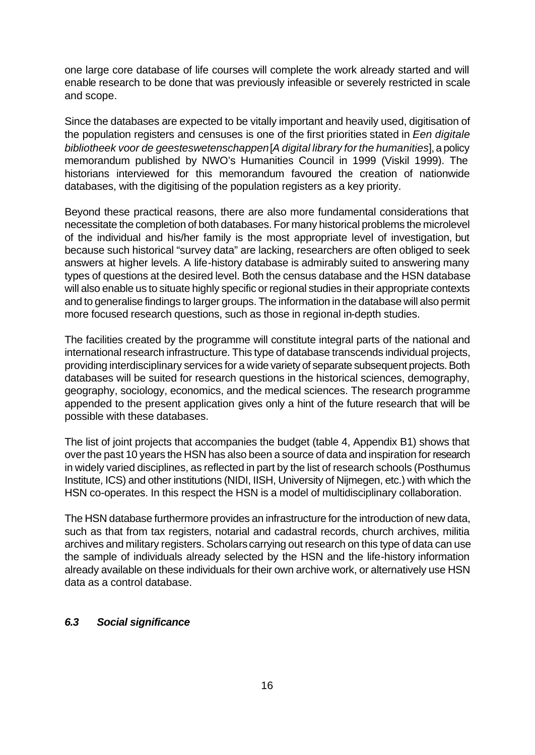one large core database of life courses will complete the work already started and will enable research to be done that was previously infeasible or severely restricted in scale and scope.

Since the databases are expected to be vitally important and heavily used, digitisation of the population registers and censuses is one of the first priorities stated in *Een digitale bibliotheek voor de geesteswetenschappen* [*A digital library for the humanities*], a policy memorandum published by NWO's Humanities Council in 1999 (Viskil 1999). The historians interviewed for this memorandum favoured the creation of nationwide databases, with the digitising of the population registers as a key priority.

Beyond these practical reasons, there are also more fundamental considerations that necessitate the completion of both databases. For many historical problems the microlevel of the individual and his/her family is the most appropriate level of investigation, but because such historical "survey data" are lacking, researchers are often obliged to seek answers at higher levels. A life-history database is admirably suited to answering many types of questions at the desired level. Both the census database and the HSN database will also enable us to situate highly specific or regional studies in their appropriate contexts and to generalise findings to larger groups. The information in the database will also permit more focused research questions, such as those in regional in-depth studies.

The facilities created by the programme will constitute integral parts of the national and international research infrastructure. This type of database transcends individual projects, providing interdisciplinary services for a wide variety of separate subsequent projects. Both databases will be suited for research questions in the historical sciences, demography, geography, sociology, economics, and the medical sciences. The research programme appended to the present application gives only a hint of the future research that will be possible with these databases.

The list of joint projects that accompanies the budget (table 4, Appendix B1) shows that over the past 10 years the HSN has also been a source of data and inspiration for research in widely varied disciplines, as reflected in part by the list of research schools (Posthumus Institute, ICS) and other institutions (NIDI, IISH, University of Nijmegen, etc.) with which the HSN co-operates. In this respect the HSN is a model of multidisciplinary collaboration.

The HSN database furthermore provides an infrastructure for the introduction of new data, such as that from tax registers, notarial and cadastral records, church archives, militia archives and military registers. Scholars carrying out research on this type of data can use the sample of individuals already selected by the HSN and the life-history information already available on these individuals for their own archive work, or alternatively use HSN data as a control database.

### *6.3 Social significance*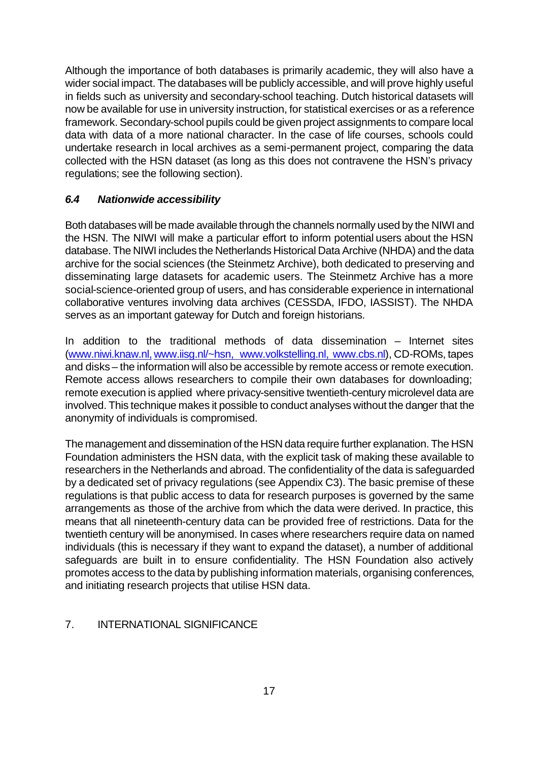Although the importance of both databases is primarily academic, they will also have a wider social impact. The databases will be publicly accessible, and will prove highly useful in fields such as university and secondary-school teaching. Dutch historical datasets will now be available for use in university instruction, for statistical exercises or as a reference framework. Secondary-school pupils could be given project assignments to compare local data with data of a more national character. In the case of life courses, schools could undertake research in local archives as a semi-permanent project, comparing the data collected with the HSN dataset (as long as this does not contravene the HSN's privacy regulations; see the following section).

### *6.4 Nationwide accessibility*

Both databases will be made available through the channels normally used by the NIWI and the HSN. The NIWI will make a particular effort to inform potential users about the HSN database. The NIWI includes the Netherlands Historical Data Archive (NHDA) and the data archive for the social sciences (the Steinmetz Archive), both dedicated to preserving and disseminating large datasets for academic users. The Steinmetz Archive has a more social-science-oriented group of users, and has considerable experience in international collaborative ventures involving data archives (CESSDA, IFDO, IASSIST). The NHDA serves as an important gateway for Dutch and foreign historians.

In addition to the traditional methods of data dissemination – Internet sites (www.niwi.knaw.nl, www.iisg.nl/~hsn, www.volkstelling.nl, www.cbs.nl), CD-ROMs, tapes and disks – the information will also be accessible by remote access or remote execution. Remote access allows researchers to compile their own databases for downloading; remote execution is applied where privacy-sensitive twentieth-century microlevel data are involved. This technique makes it possible to conduct analyses without the danger that the anonymity of individuals is compromised.

The management and dissemination of the HSN data require further explanation. The HSN Foundation administers the HSN data, with the explicit task of making these available to researchers in the Netherlands and abroad. The confidentiality of the data is safeguarded by a dedicated set of privacy regulations (see Appendix C3). The basic premise of these regulations is that public access to data for research purposes is governed by the same arrangements as those of the archive from which the data were derived. In practice, this means that all nineteenth-century data can be provided free of restrictions. Data for the twentieth century will be anonymised. In cases where researchers require data on named individuals (this is necessary if they want to expand the dataset), a number of additional safeguards are built in to ensure confidentiality. The HSN Foundation also actively promotes access to the data by publishing information materials, organising conferences, and initiating research projects that utilise HSN data.

## 7. INTERNATIONAL SIGNIFICANCE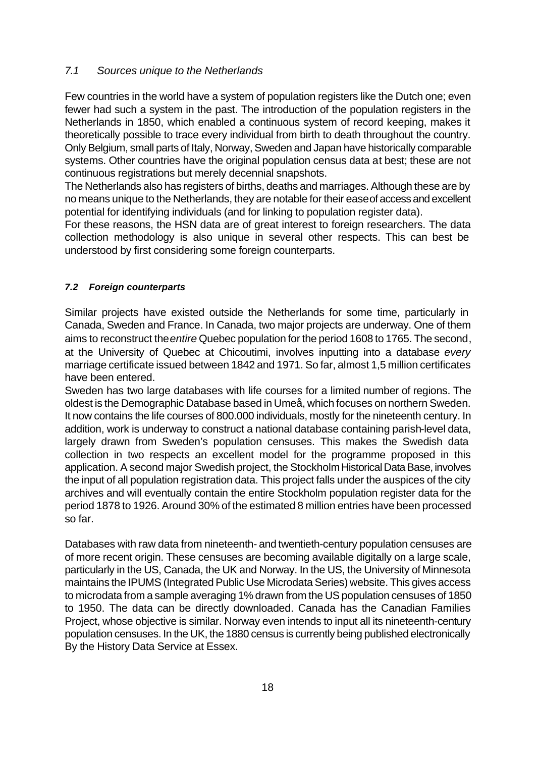### *7.1 Sources unique to the Netherlands*

Few countries in the world have a system of population registers like the Dutch one; even fewer had such a system in the past. The introduction of the population registers in the Netherlands in 1850, which enabled a continuous system of record keeping, makes it theoretically possible to trace every individual from birth to death throughout the country. Only Belgium, small parts of Italy, Norway, Sweden and Japan have historically comparable systems. Other countries have the original population census data at best; these are not continuous registrations but merely decennial snapshots.

The Netherlands also has registers of births, deaths and marriages. Although these are by no means unique to the Netherlands, they are notable for their ease of access and excellent potential for identifying individuals (and for linking to population register data).

For these reasons, the HSN data are of great interest to foreign researchers. The data collection methodology is also unique in several other respects. This can best be understood by first considering some foreign counterparts.

### ***7.2 Foreign counterparts***

Similar projects have existed outside the Netherlands for some time, particularly in Canada, Sweden and France. In Canada, two major projects are underway. One of them aims to reconstruct the *entire* Quebec population for the period 1608 to 1765. The second, at the University of Quebec at Chicoutimi, involves inputting into a database *every* marriage certificate issued between 1842 and 1971. So far, almost 1,5 million certificates have been entered.

Sweden has two large databases with life courses for a limited number of regions. The oldest is the Demographic Database based in Umeå, which focuses on northern Sweden. It now contains the life courses of 800.000 individuals, mostly for the nineteenth century. In addition, work is underway to construct a national database containing parish-level data, largely drawn from Sweden's population censuses. This makes the Swedish data collection in two respects an excellent model for the programme proposed in this application. A second major Swedish project, the Stockholm Historical Data Base, involves the input of all population registration data. This project falls under the auspices of the city archives and will eventually contain the entire Stockholm population register data for the period 1878 to 1926. Around 30% of the estimated 8 million entries have been processed so far.

Databases with raw data from nineteenth- and twentieth-century population censuses are of more recent origin. These censuses are becoming available digitally on a large scale, particularly in the US, Canada, the UK and Norway. In the US, the University of Minnesota maintains the IPUMS (Integrated Public Use Microdata Series) website. This gives access to microdata from a sample averaging 1% drawn from the US population censuses of 1850 to 1950. The data can be directly downloaded. Canada has the Canadian Families Project, whose objective is similar. Norway even intends to input all its nineteenth-century population censuses. In the UK, the 1880 census is currently being published electronically By the History Data Service at Essex.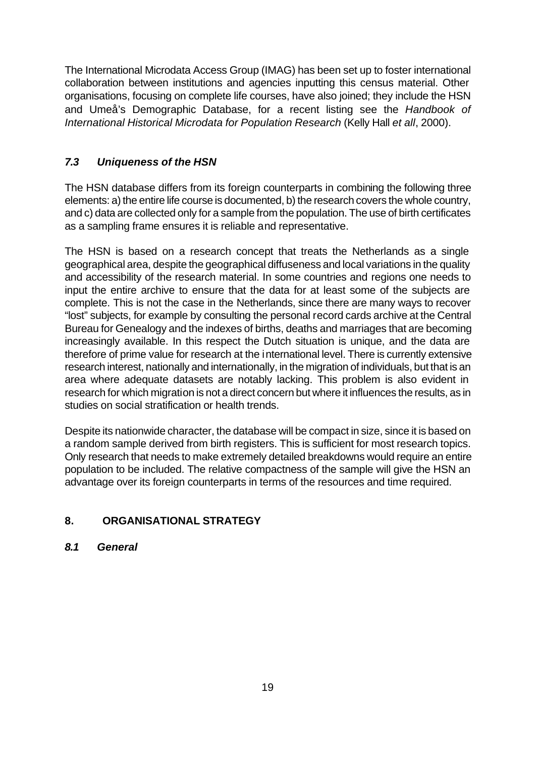The International Microdata Access Group (IMAG) has been set up to foster international collaboration between institutions and agencies inputting this census material. Other organisations, focusing on complete life courses, have also joined; they include the HSN and Umeå's Demographic Database, for a recent listing see the *Handbook of International Historical Microdata for Population Research* (Kelly Hall *et all*, 2000).

### *7.3 Uniqueness of the HSN*

The HSN database differs from its foreign counterparts in combining the following three elements: a) the entire life course is documented, b) the research covers the whole country, and c) data are collected only for a sample from the population. The use of birth certificates as a sampling frame ensures it is reliable and representative.

The HSN is based on a research concept that treats the Netherlands as a single geographical area, despite the geographical diffuseness and local variations in the quality and accessibility of the research material. In some countries and regions one needs to input the entire archive to ensure that the data for at least some of the subjects are complete. This is not the case in the Netherlands, since there are many ways to recover "lost" subjects, for example by consulting the personal record cards archive at the Central Bureau for Genealogy and the indexes of births, deaths and marriages that are becoming increasingly available. In this respect the Dutch situation is unique, and the data are therefore of prime value for research at the international level. There is currently extensive research interest, nationally and internationally, in the migration of individuals, but that is an area where adequate datasets are notably lacking. This problem is also evident in research for which migration is not a direct concern but where it influences the results, as in studies on social stratification or health trends.

Despite its nationwide character, the database will be compact in size, since it is based on a random sample derived from birth registers. This is sufficient for most research topics. Only research that needs to make extremely detailed breakdowns would require an entire population to be included. The relative compactness of the sample will give the HSN an advantage over its foreign counterparts in terms of the resources and time required.

## 8. ORGANISATIONAL STRATEGY

### *8.1 General*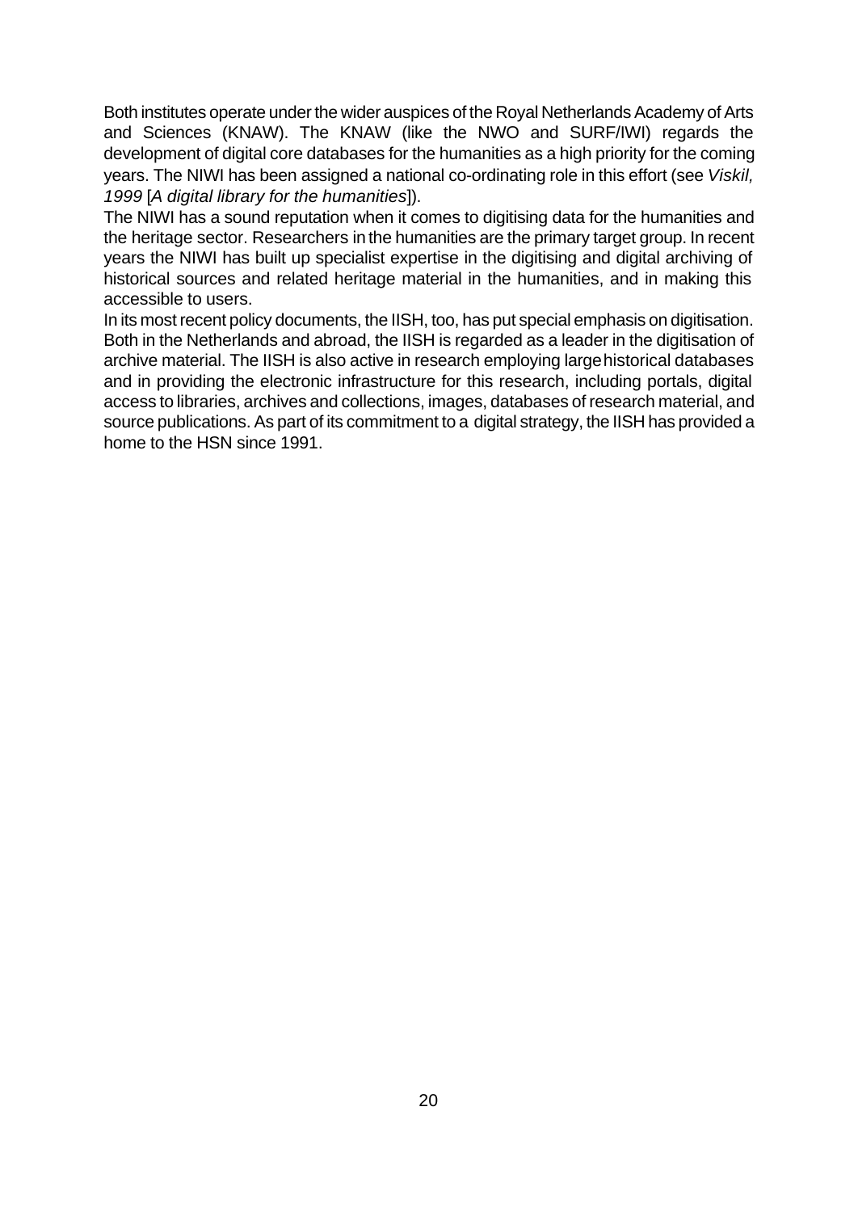Both institutes operate under the wider auspices of the Royal Netherlands Academy of Arts and Sciences (KNAW). The KNAW (like the NWO and SURF/IWI) regards the development of digital core databases for the humanities as a high priority for the coming years. The NIWI has been assigned a national co-ordinating role in this effort (see *Viskil, 1999* [*A digital library for the humanities*]).

The NIWI has a sound reputation when it comes to digitising data for the humanities and the heritage sector. Researchers in the humanities are the primary target group. In recent years the NIWI has built up specialist expertise in the digitising and digital archiving of historical sources and related heritage material in the humanities, and in making this accessible to users.

In its most recent policy documents, the IISH, too, has put special emphasis on digitisation. Both in the Netherlands and abroad, the IISH is regarded as a leader in the digitisation of archive material. The IISH is also active in research employing large historical databases and in providing the electronic infrastructure for this research, including portals, digital access to libraries, archives and collections, images, databases of research material, and source publications. As part of its commitment to a digital strategy, the IISH has provided a home to the HSN since 1991.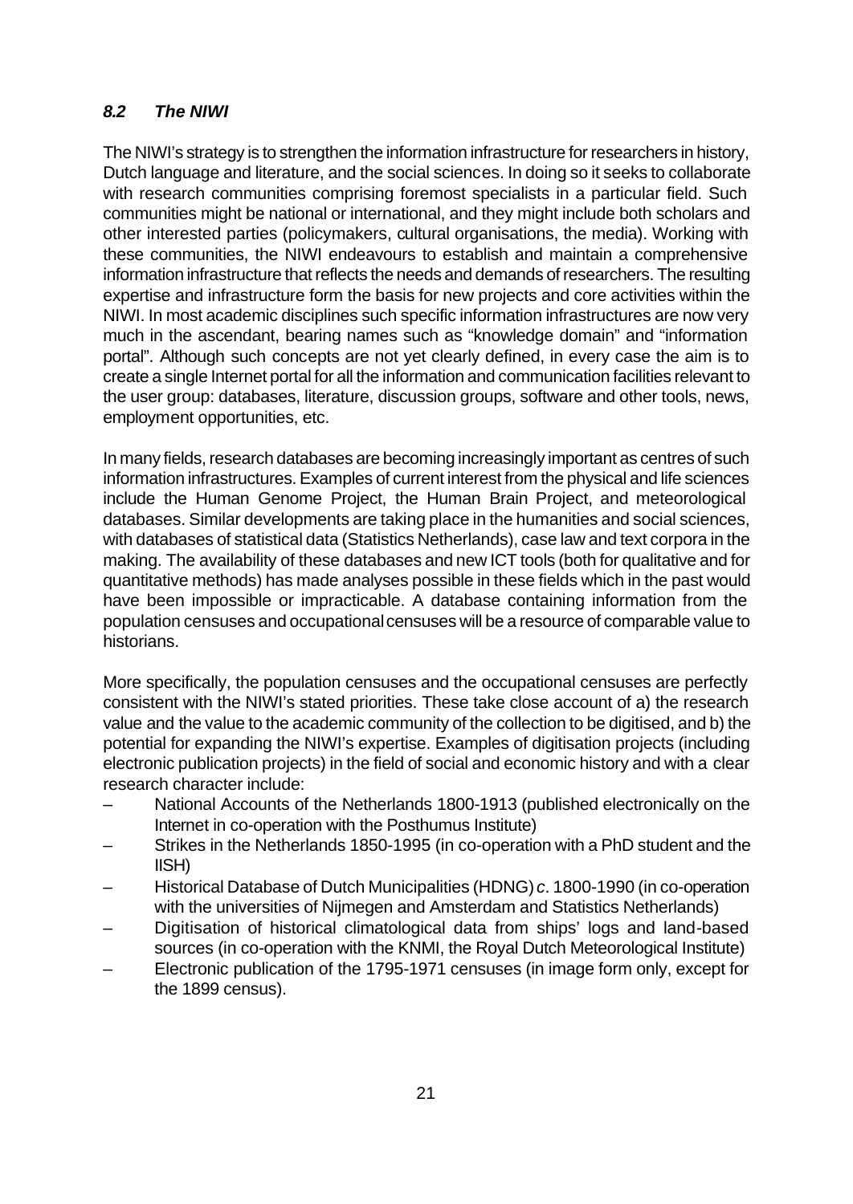### *8.2 The NIWI*

The NIWI's strategy is to strengthen the information infrastructure for researchers in history, Dutch language and literature, and the social sciences. In doing so it seeks to collaborate with research communities comprising foremost specialists in a particular field. Such communities might be national or international, and they might include both scholars and other interested parties (policymakers, cultural organisations, the media). Working with these communities, the NIWI endeavours to establish and maintain a comprehensive information infrastructure that reflects the needs and demands of researchers. The resulting expertise and infrastructure form the basis for new projects and core activities within the NIWI. In most academic disciplines such specific information infrastructures are now very much in the ascendant, bearing names such as "knowledge domain" and "information portal". Although such concepts are not yet clearly defined, in every case the aim is to create a single Internet portal for all the information and communication facilities relevant to the user group: databases, literature, discussion groups, software and other tools, news, employment opportunities, etc.

In many fields, research databases are becoming increasingly important as centres of such information infrastructures. Examples of current interest from the physical and life sciences include the Human Genome Project, the Human Brain Project, and meteorological databases. Similar developments are taking place in the humanities and social sciences, with databases of statistical data (Statistics Netherlands), case law and text corpora in the making. The availability of these databases and new ICT tools (both for qualitative and for quantitative methods) has made analyses possible in these fields which in the past would have been impossible or impracticable. A database containing information from the population censuses and occupational censuses will be a resource of comparable value to historians.

More specifically, the population censuses and the occupational censuses are perfectly consistent with the NIWI's stated priorities. These take close account of a) the research value and the value to the academic community of the collection to be digitised, and b) the potential for expanding the NIWI's expertise. Examples of digitisation projects (including electronic publication projects) in the field of social and economic history and with a clear research character include:

- National Accounts of the Netherlands 1800-1913 (published electronically on the Internet in co-operation with the Posthumus Institute)
- Strikes in the Netherlands 1850-1995 (in co-operation with a PhD student and the IISH)
- Historical Database of Dutch Municipalities (HDNG) *c*. 1800-1990 (in co-operation with the universities of Nijmegen and Amsterdam and Statistics Netherlands)
- Digitisation of historical climatological data from ships' logs and land-based sources (in co-operation with the KNMI, the Royal Dutch Meteorological Institute)
- Electronic publication of the 1795-1971 censuses (in image form only, except for the 1899 census).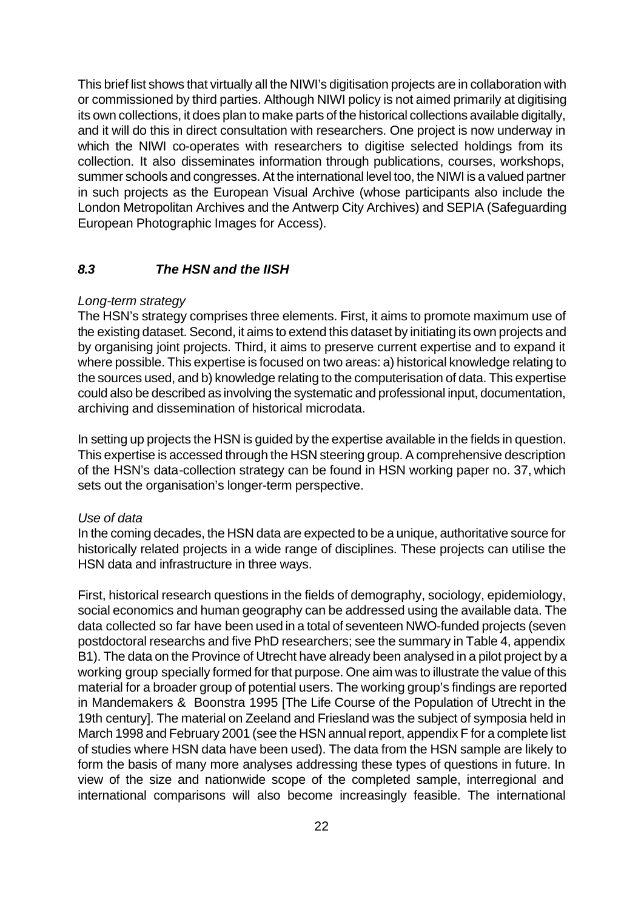This brief list shows that virtually all the NIWI's digitisation projects are in collaboration with or commissioned by third parties. Although NIWI policy is not aimed primarily at digitising its own collections, it does plan to make parts of the historical collections available digitally, and it will do this in direct consultation with researchers. One project is now underway in which the NIWI co-operates with researchers to digitise selected holdings from its collection. It also disseminates information through publications, courses, workshops, summer schools and congresses. At the international level too, the NIWI is a valued partner in such projects as the European Visual Archive (whose participants also include the London Metropolitan Archives and the Antwerp City Archives) and SEPIA (Safeguarding European Photographic Images for Access).

### *8.3 The HSN and the IISH*

*Long-term strategy*

The HSN's strategy comprises three elements. First, it aims to promote maximum use of the existing dataset. Second, it aims to extend this dataset by initiating its own projects and by organising joint projects. Third, it aims to preserve current expertise and to expand it where possible. This expertise is focused on two areas: a) historical knowledge relating to the sources used, and b) knowledge relating to the computerisation of data. This expertise could also be described as involving the systematic and professional input, documentation, archiving and dissemination of historical microdata.

In setting up projects the HSN is guided by the expertise available in the fields in question. This expertise is accessed through the HSN steering group. A comprehensive description of the HSN's data-collection strategy can be found in HSN working paper no. 37, which sets out the organisation's longer-term perspective.

*Use of data*

In the coming decades, the HSN data are expected to be a unique, authoritative source for historically related projects in a wide range of disciplines. These projects can utilise the HSN data and infrastructure in three ways.

First, historical research questions in the fields of demography, sociology, epidemiology, social economics and human geography can be addressed using the available data. The data collected so far have been used in a total of seventeen NWO-funded projects (seven postdoctoral researchs and five PhD researchers; see the summary in Table 4, appendix B1). The data on the Province of Utrecht have already been analysed in a pilot project by a working group specially formed for that purpose. One aim was to illustrate the value of this material for a broader group of potential users. The working group's findings are reported in Mandemakers & Boonstra 1995 [The Life Course of the Population of Utrecht in the 19th century]. The material on Zeeland and Friesland was the subject of symposia held in March 1998 and February 2001 (see the HSN annual report, appendix F for a complete list of studies where HSN data have been used). The data from the HSN sample are likely to form the basis of many more analyses addressing these types of questions in future. In view of the size and nationwide scope of the completed sample, interregional and international comparisons will also become increasingly feasible. The international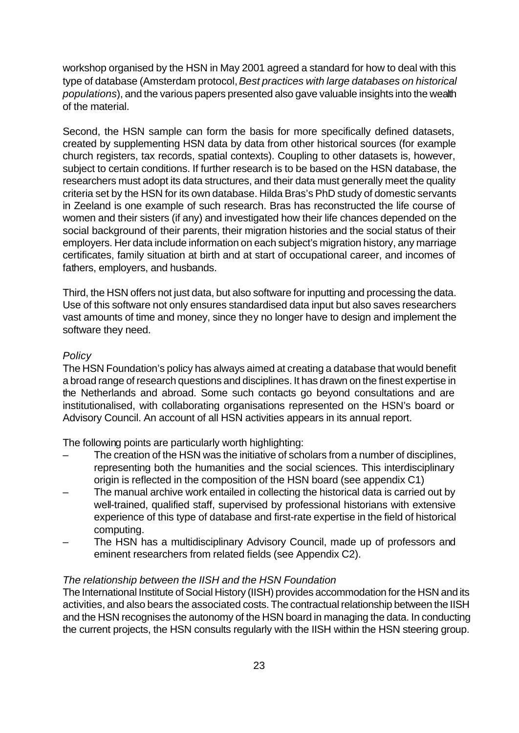workshop organised by the HSN in May 2001 agreed a standard for how to deal with this type of database (Amsterdam protocol, *Best practices with large databases on historical populations*), and the various papers presented also gave valuable insights into the wealth of the material.

Second, the HSN sample can form the basis for more specifically defined datasets, created by supplementing HSN data by data from other historical sources (for example church registers, tax records, spatial contexts). Coupling to other datasets is, however, subject to certain conditions. If further research is to be based on the HSN database, the researchers must adopt its data structures, and their data must generally meet the quality criteria set by the HSN for its own database. Hilda Bras's PhD study of domestic servants in Zeeland is one example of such research. Bras has reconstructed the life course of women and their sisters (if any) and investigated how their life chances depended on the social background of their parents, their migration histories and the social status of their employers. Her data include information on each subject's migration history, any marriage certificates, family situation at birth and at start of occupational career, and incomes of fathers, employers, and husbands.

Third, the HSN offers not just data, but also software for inputting and processing the data. Use of this software not only ensures standardised data input but also saves researchers vast amounts of time and money, since they no longer have to design and implement the software they need.

*Policy*

The HSN Foundation's policy has always aimed at creating a database that would benefit a broad range of research questions and disciplines. It has drawn on the finest expertise in the Netherlands and abroad. Some such contacts go beyond consultations and are institutionalised, with collaborating organisations represented on the HSN's board or Advisory Council. An account of all HSN activities appears in its annual report.

The following points are particularly worth highlighting:

- The creation of the HSN was the initiative of scholars from a number of disciplines, representing both the humanities and the social sciences. This interdisciplinary origin is reflected in the composition of the HSN board (see appendix C1)
- The manual archive work entailed in collecting the historical data is carried out by well-trained, qualified staff, supervised by professional historians with extensive experience of this type of database and first-rate expertise in the field of historical computing.
- The HSN has a multidisciplinary Advisory Council, made up of professors and eminent researchers from related fields (see Appendix C2).

*The relationship between the IISH and the HSN Foundation*

The International Institute of Social History (IISH) provides accommodation for the HSN and its activities, and also bears the associated costs. The contractual relationship between the IISH and the HSN recognises the autonomy of the HSN board in managing the data. In conducting the current projects, the HSN consults regularly with the IISH within the HSN steering group.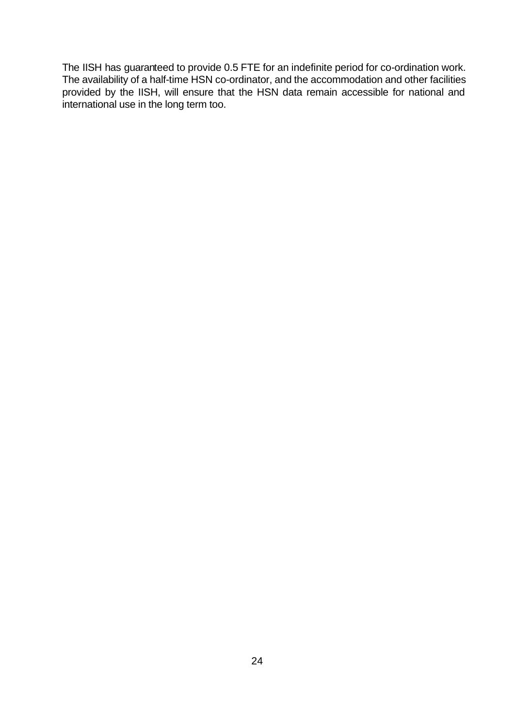The IISH has guaranteed to provide 0.5 FTE for an indefinite period for co-ordination work. The availability of a half-time HSN co-ordinator, and the accommodation and other facilities provided by the IISH, will ensure that the HSN data remain accessible for national and international use in the long term too.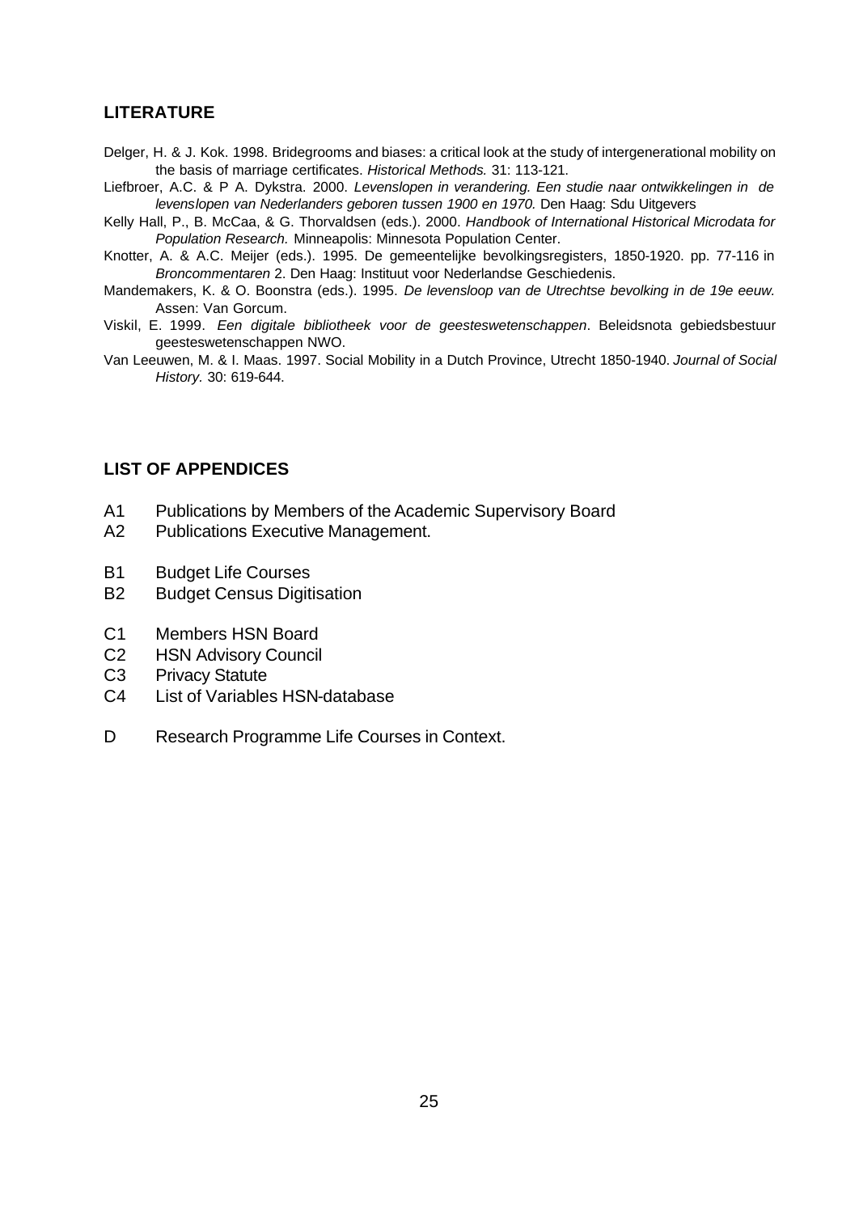## LITERATURE

Delger, H. & J. Kok. 1998. Bridegrooms and biases: a critical look at the study of intergenerational mobility on the basis of marriage certificates. *Historical Methods.* 31: 113-121.

Liefbroer, A.C. & P A. Dykstra. 2000. *Levenslopen in verandering. Een studie naar ontwikkelingen in de levenslopen van Nederlanders geboren tussen 1900 en 1970.* Den Haag: Sdu Uitgevers

Kelly Hall, P., B. McCaa, & G. Thorvaldsen (eds.). 2000. *Handbook of International Historical Microdata for Population Research.* Minneapolis: Minnesota Population Center.

Knotter, A. & A.C. Meijer (eds.). 1995. De gemeentelijke bevolkingsregisters, 1850-1920. pp. 77-116 in *Broncommentaren* 2. Den Haag: Instituut voor Nederlandse Geschiedenis.

Mandemakers, K. & O. Boonstra (eds.). 1995. *De levensloop van de Utrechtse bevolking in de 19e eeuw.* Assen: Van Gorcum.

Viskil, E. 1999. *Een digitale bibliotheek voor de geesteswetenschappen*. Beleidsnota gebiedsbestuur geesteswetenschappen NWO.

Van Leeuwen, M. & I. Maas. 1997. Social Mobility in a Dutch Province, Utrecht 1850-1940. *Journal of Social History.* 30: 619-644.

## LIST OF APPENDICES

A1 Publications by Members of the Academic Supervisory Board
A2 Publications Executive Management.

B1 Budget Life Courses
B2 Budget Census Digitisation

C1 Members HSN Board
C2 HSN Advisory Council
C3 Privacy Statute
C4 List of Variables HSN-database

D Research Programme Life Courses in Context.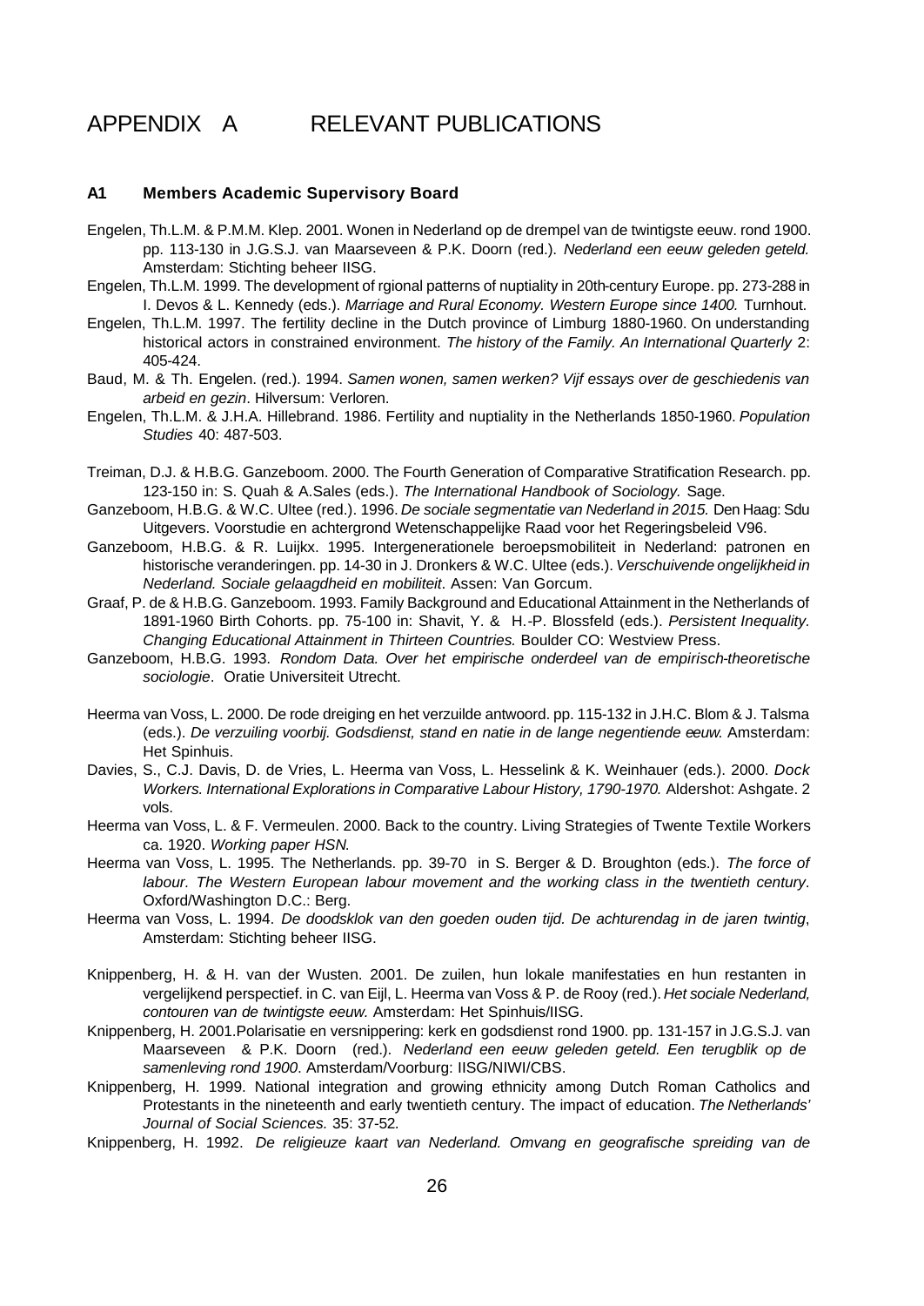# APPENDIX A RELEVANT PUBLICATIONS

### A1 Members Academic Supervisory Board

Engelen, Th.L.M. & P.M.M. Klep. 2001. Wonen in Nederland op de drempel van de twintigste eeuw. rond 1900. pp. 113-130 in J.G.S.J. van Maarseveen & P.K. Doorn (red.). *Nederland een eeuw geleden geteld.* Amsterdam: Stichting beheer IISG.

Engelen, Th.L.M. 1999. The development of rgional patterns of nuptiality in 20th-century Europe. pp. 273-288 in I. Devos & L. Kennedy (eds.). *Marriage and Rural Economy. Western Europe since 1400.* Turnhout.

Engelen, Th.L.M. 1997. The fertility decline in the Dutch province of Limburg 1880-1960. On understanding historical actors in constrained environment. *The history of the Family. An International Quarterly* 2: 405-424.

Baud, M. & Th. Engelen. (red.). 1994. *Samen wonen, samen werken? Vijf essays over de geschiedenis van arbeid en gezin*. Hilversum: Verloren.

Engelen, Th.L.M. & J.H.A. Hillebrand. 1986. Fertility and nuptiality in the Netherlands 1850-1960. *Population Studies* 40: 487-503.

Treiman, D.J. & H.B.G. Ganzeboom. 2000. The Fourth Generation of Comparative Stratification Research. pp. 123-150 in: S. Quah & A.Sales (eds.). *The International Handbook of Sociology.* Sage.

Ganzeboom, H.B.G. & W.C. Ultee (red.). 1996. *De sociale segmentatie van Nederland in 2015.* Den Haag: Sdu Uitgevers. Voorstudie en achtergrond Wetenschappelijke Raad voor het Regeringsbeleid V96.

Ganzeboom, H.B.G. & R. Luijkx. 1995. Intergenerationele beroepsmobiliteit in Nederland: patronen en historische veranderingen. pp. 14-30 in J. Dronkers & W.C. Ultee (eds.). *Verschuivende ongelijkheid in Nederland. Sociale gelaagdheid en mobiliteit*. Assen: Van Gorcum.

Graaf, P. de & H.B.G. Ganzeboom. 1993. Family Background and Educational Attainment in the Netherlands of 1891-1960 Birth Cohorts. pp. 75-100 in: Shavit, Y. & H.-P. Blossfeld (eds.). *Persistent Inequality. Changing Educational Attainment in Thirteen Countries.* Boulder CO: Westview Press.

Ganzeboom, H.B.G. 1993. *Rondom Data. Over het empirische onderdeel van de empirisch-theoretische sociologie*. Oratie Universiteit Utrecht.

Heerma van Voss, L. 2000. De rode dreiging en het verzuilde antwoord. pp. 115-132 in J.H.C. Blom & J. Talsma (eds.). *De verzuiling voorbij. Godsdienst, stand en natie in de lange negentiende eeuw.* Amsterdam: Het Spinhuis.

Davies, S., C.J. Davis, D. de Vries, L. Heerma van Voss, L. Hesselink & K. Weinhauer (eds.). 2000. *Dock Workers. International Explorations in Comparative Labour History, 1790-1970.* Aldershot: Ashgate. 2 vols.

Heerma van Voss, L. & F. Vermeulen. 2000. Back to the country. Living Strategies of Twente Textile Workers ca. 1920. *Working paper HSN.*

Heerma van Voss, L. 1995. The Netherlands. pp. 39-70 in S. Berger & D. Broughton (eds.). *The force of labour. The Western European labour movement and the working class in the twentieth century*. Oxford/Washington D.C.: Berg.

Heerma van Voss, L. 1994. *De doodsklok van den goeden ouden tijd. De achturendag in de jaren twintig*, Amsterdam: Stichting beheer IISG.

Knippenberg, H. & H. van der Wusten. 2001. De zuilen, hun lokale manifestaties en hun restanten in vergelijkend perspectief. in C. van Eijl, L. Heerma van Voss & P. de Rooy (red.). *Het sociale Nederland, contouren van de twintigste eeuw.* Amsterdam: Het Spinhuis/IISG.

Knippenberg, H. 2001.Polarisatie en versnippering: kerk en godsdienst rond 1900. pp. 131-157 in J.G.S.J. van Maarseveen & P.K. Doorn (red.). *Nederland een eeuw geleden geteld. Een terugblik op de samenleving rond 1900*. Amsterdam/Voorburg: IISG/NIWI/CBS.

Knippenberg, H. 1999. National integration and growing ethnicity among Dutch Roman Catholics and Protestants in the nineteenth and early twentieth century. The impact of education. *The Netherlands' Journal of Social Sciences.* 35: 37-52.

Knippenberg, H. 1992. *De religieuze kaart van Nederland. Omvang en geografische spreiding van de*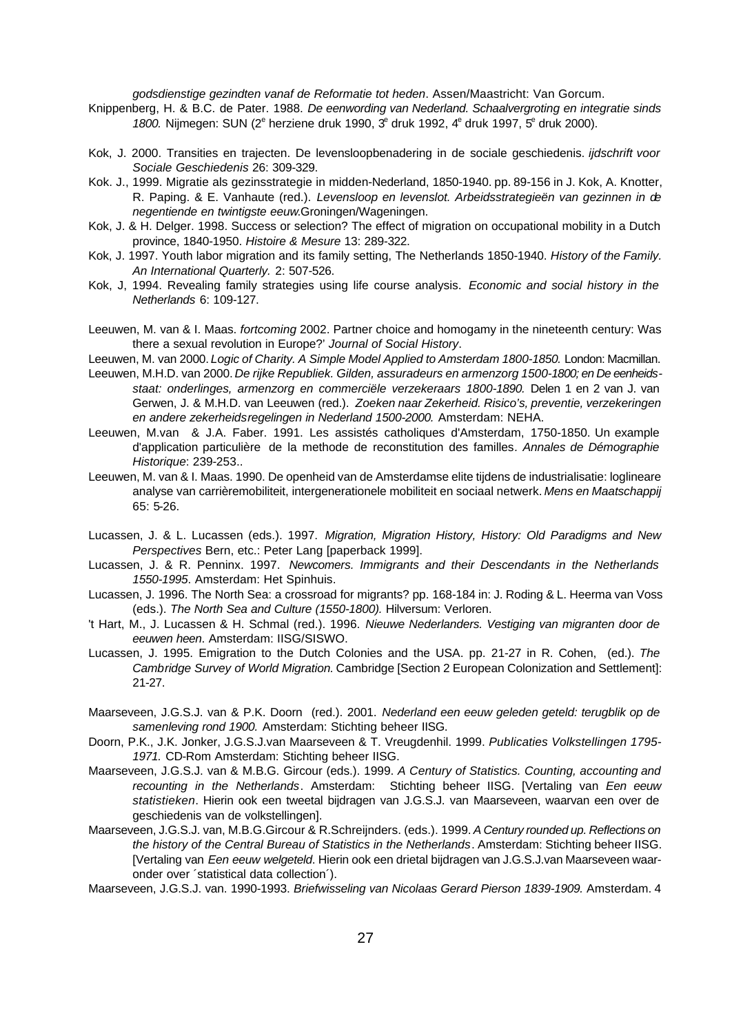*godsdienstige gezindten vanaf de Reformatie tot heden*. Assen/Maastricht: Van Gorcum.

Knippenberg, H. & B.C. de Pater. 1988. *De eenwording van Nederland. Schaalvergroting en integratie sinds 1800.* Nijmegen: SUN (2e herziene druk 1990, 3e druk 1992, 4e druk 1997, 5e druk 2000).

Kok, J. 2000. Transities en trajecten. De levensloopbenadering in de sociale geschiedenis. *ijdschrift voor Sociale Geschiedenis* 26: 309-329.

Kok. J., 1999. Migratie als gezinsstrategie in midden-Nederland, 1850-1940. pp. 89-156 in J. Kok, A. Knotter, R. Paping. & E. Vanhaute (red.). *Levensloop en levenslot. Arbeidsstrategieën van gezinnen in de negentiende en twintigste eeuw.*Groningen/Wageningen.

Kok, J. & H. Delger. 1998. Success or selection? The effect of migration on occupational mobility in a Dutch province, 1840-1950. *Histoire & Mesure* 13: 289-322.

Kok, J. 1997. Youth labor migration and its family setting, The Netherlands 1850-1940. *History of the Family. An International Quarterly.* 2: 507-526.

Kok, J, 1994. Revealing family strategies using life course analysis. *Economic and social history in the Netherlands* 6: 109-127.

Leeuwen, M. van & I. Maas. *fortcoming* 2002. Partner choice and homogamy in the nineteenth century: Was there a sexual revolution in Europe?' *Journal of Social History*.

Leeuwen, M. van 2000. *Logic of Charity. A Simple Model Applied to Amsterdam 1800-1850.* London: Macmillan.

Leeuwen, M.H.D. van 2000. *De rijke Republiek. Gilden, assuradeurs en armenzorg 1500-1800; en De eenheidsstaat: onderlinges, armenzorg en commerciële verzekeraars 1800-1890.* Delen 1 en 2 van J. van Gerwen, J. & M.H.D. van Leeuwen (red.). *Zoeken naar Zekerheid. Risico's, preventie, verzekeringen en andere zekerheidsregelingen in Nederland 1500-2000.* Amsterdam: NEHA.

Leeuwen, M.van & J.A. Faber. 1991. Les assistés catholiques d'Amsterdam, 1750-1850. Un example d'application particulière de la methode de reconstitution des familles. *Annales de Démographie Historique*: 239-253..

Leeuwen, M. van & I. Maas. 1990. De openheid van de Amsterdamse elite tijdens de industrialisatie: loglineare analyse van carrièremobiliteit, intergenerationele mobiliteit en sociaal netwerk. *Mens en Maatschappij* 65: 5-26.

Lucassen, J. & L. Lucassen (eds.). 1997. *Migration, Migration History, History: Old Paradigms and New Perspectives* Bern, etc.: Peter Lang [paperback 1999].

Lucassen, J. & R. Penninx. 1997. *Newcomers. Immigrants and their Descendants in the Netherlands 1550-1995*. Amsterdam: Het Spinhuis.

Lucassen, J. 1996. The North Sea: a crossroad for migrants? pp. 168-184 in: J. Roding & L. Heerma van Voss (eds.). *The North Sea and Culture (1550-1800).* Hilversum: Verloren.

't Hart, M., J. Lucassen & H. Schmal (red.). 1996. *Nieuwe Nederlanders. Vestiging van migranten door de eeuwen heen.* Amsterdam: IISG/SISWO.

Lucassen, J. 1995. Emigration to the Dutch Colonies and the USA. pp. 21-27 in R. Cohen, (ed.). *The Cambridge Survey of World Migration.* Cambridge [Section 2 European Colonization and Settlement]: 21-27.

Maarseveen, J.G.S.J. van & P.K. Doorn (red.). 2001. *Nederland een eeuw geleden geteld: terugblik op de samenleving rond 1900.* Amsterdam: Stichting beheer IISG.

Doorn, P.K., J.K. Jonker, J.G.S.J.van Maarseveen & T. Vreugdenhil. 1999. *Publicaties Volkstellingen 1795-1971.* CD-Rom Amsterdam: Stichting beheer IISG.

Maarseveen, J.G.S.J. van & M.B.G. Gircour (eds.). 1999. *A Century of Statistics. Counting, accounting and recounting in the Netherlands*. Amsterdam: Stichting beheer IISG. [Vertaling van *Een eeuw statistieken*. Hierin ook een tweetal bijdragen van J.G.S.J. van Maarseveen, waarvan een over de geschiedenis van de volkstellingen].

Maarseveen, J.G.S.J. van, M.B.G.Gircour & R.Schreijnders. (eds.). 1999. *A Century rounded up. Reflections on the history of the Central Bureau of Statistics in the Netherlands*. Amsterdam: Stichting beheer IISG. [Vertaling van *Een eeuw welgeteld*. Hierin ook een drietal bijdragen van J.G.S.J.van Maarseveen waaronder over ´statistical data collection´).

Maarseveen, J.G.S.J. van. 1990-1993. *Briefwisseling van Nicolaas Gerard Pierson 1839-1909.* Amsterdam. 4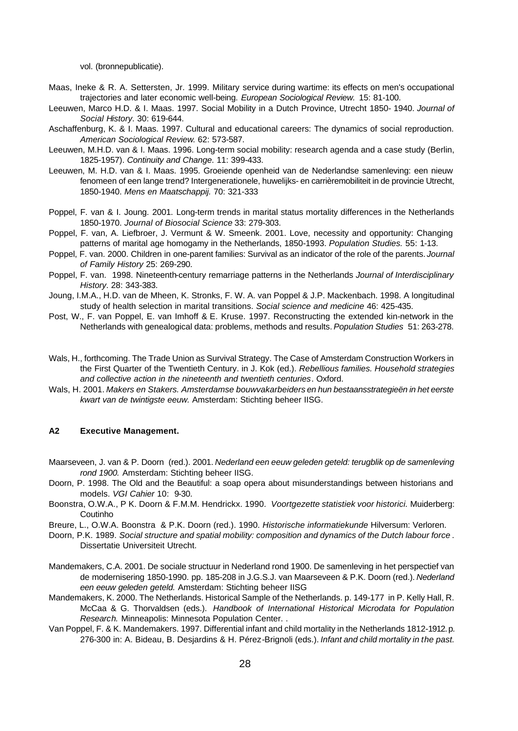vol. (bronnepublicatie).

Maas, Ineke & R. A. Settersten, Jr. 1999. Military service during wartime: its effects on men's occupational trajectories and later economic well-being. *European Sociological Review.* 15: 81-100.

Leeuwen, Marco H.D. & I. Maas. 1997. Social Mobility in a Dutch Province, Utrecht 1850- 1940. *Journal of Social History*. 30: 619-644.

Aschaffenburg, K. & I. Maas. 1997. Cultural and educational careers: The dynamics of social reproduction. *American Sociological Review.* 62: 573-587.

Leeuwen, M.H.D. van & I. Maas. 1996. Long-term social mobility: research agenda and a case study (Berlin, 1825-1957). *Continuity and Change.* 11: 399-433.

Leeuwen, M. H.D. van & I. Maas. 1995. Groeiende openheid van de Nederlandse samenleving: een nieuw fenomeen of een lange trend? Intergenerationele, huwelijks- en carrièremobiliteit in de provincie Utrecht, 1850-1940. *Mens en Maatschappij.* 70: 321-333

Poppel, F. van & I. Joung. 2001. Long-term trends in marital status mortality differences in the Netherlands 1850-1970. *Journal of Biosocial Science* 33: 279-303.

Poppel, F. van, A. Liefbroer, J. Vermunt & W. Smeenk. 2001. Love, necessity and opportunity: Changing patterns of marital age homogamy in the Netherlands, 1850-1993. *Population Studies.* 55: 1-13.

Poppel, F. van. 2000. Children in one-parent families: Survival as an indicator of the role of the parents. *Journal of Family History* 25: 269-290.

Poppel, F. van. 1998. Nineteenth-century remarriage patterns in the Netherlands *Journal of Interdisciplinary History*. 28: 343-383.

Joung, I.M.A., H.D. van de Mheen, K. Stronks, F. W. A. van Poppel & J.P. Mackenbach. 1998. A longitudinal study of health selection in marital transitions. *Social science and medicine* 46: 425-435.

Post, W., F. van Poppel, E. van Imhoff & E. Kruse. 1997. Reconstructing the extended kin-network in the Netherlands with genealogical data: problems, methods and results. *Population Studies* 51: 263-278.

Wals, H., forthcoming. The Trade Union as Survival Strategy. The Case of Amsterdam Construction Workers in the First Quarter of the Twentieth Century. in J. Kok (ed.). *Rebellious families. Household strategies and collective action in the nineteenth and twentieth centuries*. Oxford.

Wals, H. 2001. *Makers en Stakers. Amsterdamse bouwvakarbeiders en hun bestaansstrategieën in het eerste kwart van de twintigste eeuw.* Amsterdam: Stichting beheer IISG.

### A2 Executive Management.

Maarseveen, J. van & P. Doorn (red.). 2001. *Nederland een eeuw geleden geteld: terugblik op de samenleving rond 1900.* Amsterdam: Stichting beheer IISG.

Doorn, P. 1998. The Old and the Beautiful: a soap opera about misunderstandings between historians and models. *VGI Cahier* 10: 9-30.

Boonstra, O.W.A., P K. Doorn & F.M.M. Hendrickx. 1990. *Voortgezette statistiek voor historici.* Muiderberg: Coutinho

Breure, L., O.W.A. Boonstra & P.K. Doorn (red.). 1990. *Historische informatiekunde* Hilversum: Verloren.

Doorn, P.K. 1989. *Social structure and spatial mobility: composition and dynamics of the Dutch labour force* . Dissertatie Universiteit Utrecht.

Mandemakers, C.A. 2001. De sociale structuur in Nederland rond 1900. De samenleving in het perspectief van de modernisering 1850-1990. pp. 185-208 in J.G.S.J. van Maarseveen & P.K. Doorn (red.). *Nederland een eeuw geleden geteld.* Amsterdam: Stichting beheer IISG

Mandemakers, K. 2000. The Netherlands. Historical Sample of the Netherlands. p. 149-177 in P. Kelly Hall, R. McCaa & G. Thorvaldsen (eds.). *Handbook of International Historical Microdata for Population Research.* Minneapolis: Minnesota Population Center. .

Van Poppel, F. & K. Mandemakers. 1997. Differential infant and child mortality in the Netherlands 1812-1912. p. 276-300 in: A. Bideau, B. Desjardins & H. Pérez-Brignoli (eds.). *Infant and child mortality in the past.*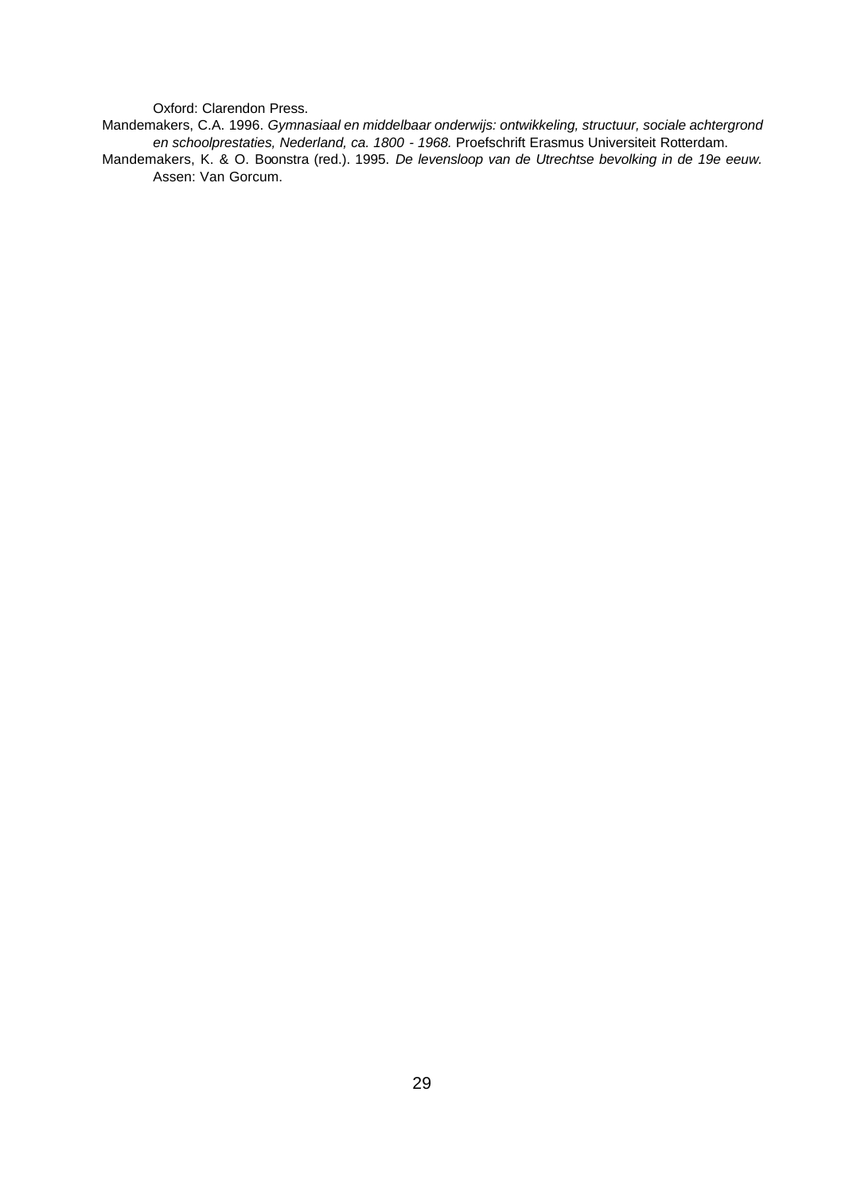Oxford: Clarendon Press.

Mandemakers, C.A. 1996. *Gymnasiaal en middelbaar onderwijs: ontwikkeling, structuur, sociale achtergrond en schoolprestaties, Nederland, ca. 1800 - 1968.* Proefschrift Erasmus Universiteit Rotterdam.

Mandemakers, K. & O. Boonstra (red.). 1995. *De levensloop van de Utrechtse bevolking in de 19e eeuw.* Assen: Van Gorcum.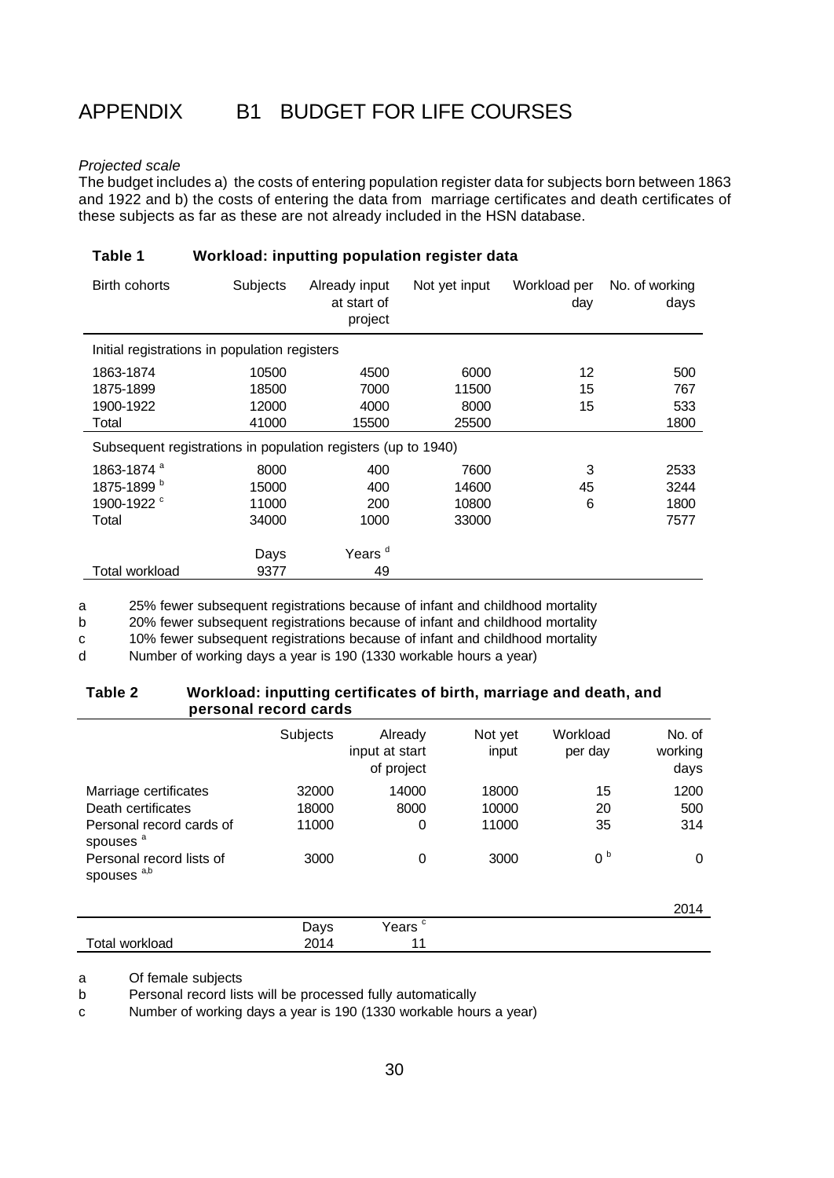# APPENDIX B1 BUDGET FOR LIFE COURSES

*Projected scale*

The budget includes a) the costs of entering population register data for subjects born between 1863 and 1922 and b) the costs of entering the data from marriage certificates and death certificates of these subjects as far as these are not already included in the HSN database.

**Table 1 Workload: inputting population register data**

| Birth cohorts | Subjects | Already input at start of project | Not yet input | Workload per day | No. of working days |
|---|---|---|---|---|---|
| Initial registrations in population registers | | | | | |
| 1863-1874 | 10500 | 4500 | 6000 | 12 | 500 |
| 1875-1899 | 18500 | 7000 | 11500 | 15 | 767 |
| 1900-1922 | 12000 | 4000 | 8000 | 15 | 533 |
| Total | 41000 | 15500 | 25500 | | 1800 |
| Subsequent registrations in population registers (up to 1940) | | | | | |
| 1863-1874 [a] | 8000 | 400 | 7600 | 3 | 2533 |
| 1875-1899 [b] | 15000 | 400 | 14600 | 45 | 3244 |
| 1900-1922 [c] | 11000 | 200 | 10800 | 6 | 1800 |
| Total | 34000 | 1000 | 33000 | | 7577 |
| | Days | Years [d] | | | |
| Total workload | 9377 | 49 | | | |

a 25% fewer subsequent registrations because of infant and childhood mortality
b 20% fewer subsequent registrations because of infant and childhood mortality
c 10% fewer subsequent registrations because of infant and childhood mortality
d Number of working days a year is 190 (1330 workable hours a year)

**Table 2 Workload: inputting certificates of birth, marriage and death, and personal record cards**

| | Subjects | Already input at start of project | Not yet input | Workload per day | No. of working days |
|---|---|---|---|---|---|
| Marriage certificates | 32000 | 14000 | 18000 | 15 | 1200 |
| Death certificates | 18000 | 8000 | 10000 | 20 | 500 |
| Personal record cards of spouses [a] | 11000 | 0 | 11000 | 35 | 314 |
| Personal record lists of spouses [a,b] | 3000 | 0 | 3000 | 0 [b] | 0 |
| | | | | | 2014 |
| | Days | Years [c] | | | |
| Total workload | 2014 | 11 | | | |

a Of female subjects
b Personal record lists will be processed fully automatically
c Number of working days a year is 190 (1330 workable hours a year)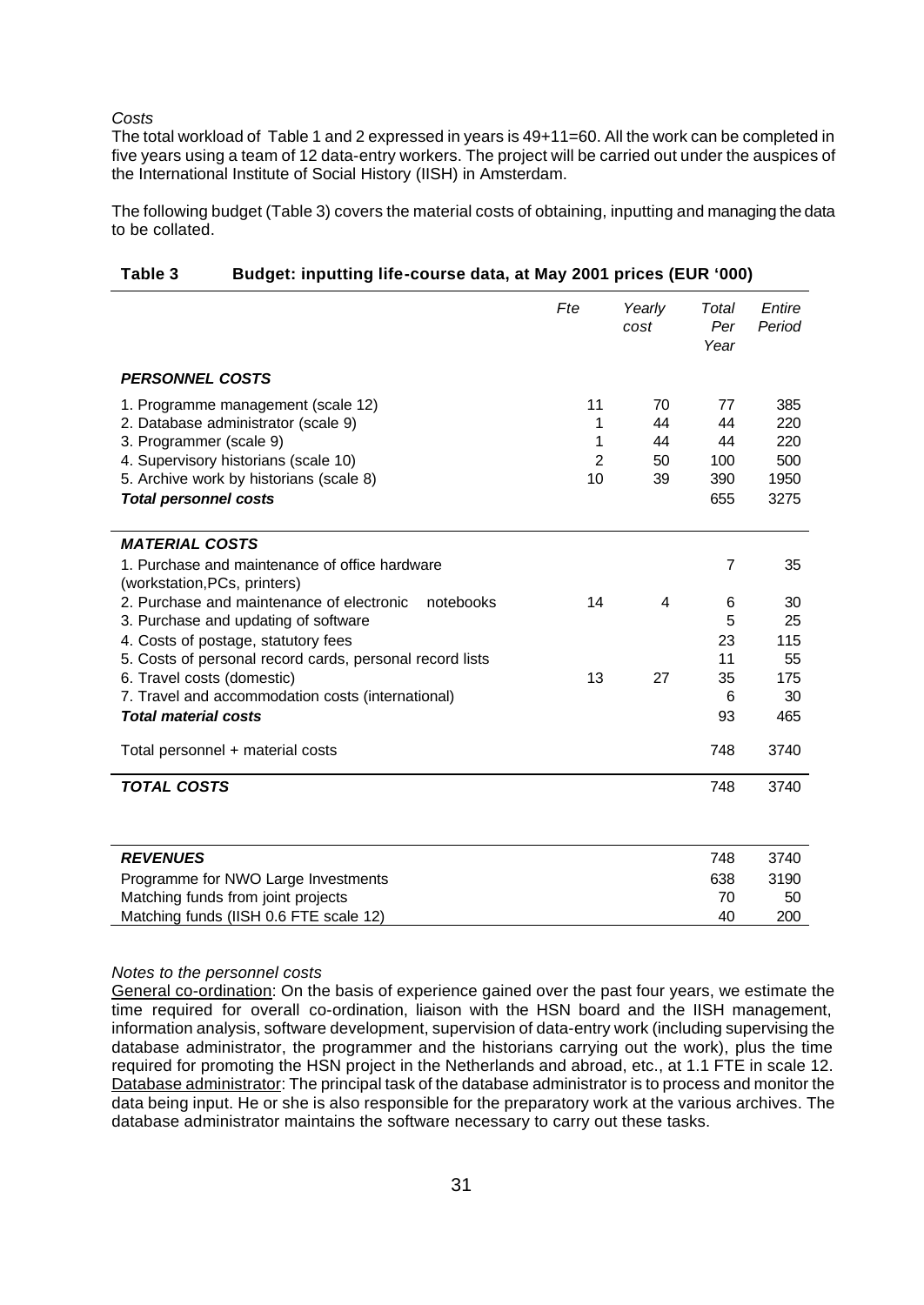*Costs*

The total workload of Table 1 and 2 expressed in years is 49+11=60. All the work can be completed in five years using a team of 12 data-entry workers. The project will be carried out under the auspices of the International Institute of Social History (IISH) in Amsterdam.

The following budget (Table 3) covers the material costs of obtaining, inputting and managing the data to be collated.

**Table 3 Budget: inputting life-course data, at May 2001 prices (EUR '000)**

| | *Fte* | *Yearly cost* | *Total Per Year* | *Entire Period* |
|---|---|---|---|---|
| ***PERSONNEL COSTS*** | | | | |
| 1. Programme management (scale 12) | 11 | 70 | 77 | 385 |
| 2. Database administrator (scale 9) | 1 | 44 | 44 | 220 |
| 3. Programmer (scale 9) | 1 | 44 | 44 | 220 |
| 4. Supervisory historians (scale 10) | 2 | 50 | 100 | 500 |
| 5. Archive work by historians (scale 8) | 10 | 39 | 390 | 1950 |
| ***Total personnel costs*** | | | 655 | 3275 |
| ***MATERIAL COSTS*** | | | | |
| 1. Purchase and maintenance of office hardware (workstation,PCs, printers) | | | 7 | 35 |
| 2. Purchase and maintenance of electronic notebooks | 14 | 4 | 6 | 30 |
| 3. Purchase and updating of software | | | 5 | 25 |
| 4. Costs of postage, statutory fees | | | 23 | 115 |
| 5. Costs of personal record cards, personal record lists | | | 11 | 55 |
| 6. Travel costs (domestic) | 13 | 27 | 35 | 175 |
| 7. Travel and accommodation costs (international) | | | 6 | 30 |
| ***Total material costs*** | | | 93 | 465 |
| Total personnel + material costs | | | 748 | 3740 |
| ***TOTAL COSTS*** | | | 748 | 3740 |
| ***REVENUES*** | | | 748 | 3740 |
| Programme for NWO Large Investments | | | 638 | 3190 |
| Matching funds from joint projects | | | 70 | 50 |
| Matching funds (IISH 0.6 FTE scale 12) | | | 40 | 200 |

*Notes to the personnel costs*

General co-ordination: On the basis of experience gained over the past four years, we estimate the time required for overall co-ordination, liaison with the HSN board and the IISH management, information analysis, software development, supervision of data-entry work (including supervising the database administrator, the programmer and the historians carrying out the work), plus the time required for promoting the HSN project in the Netherlands and abroad, etc., at 1.1 FTE in scale 12.
Database administrator: The principal task of the database administrator is to process and monitor the data being input. He or she is also responsible for the preparatory work at the various archives. The database administrator maintains the software necessary to carry out these tasks.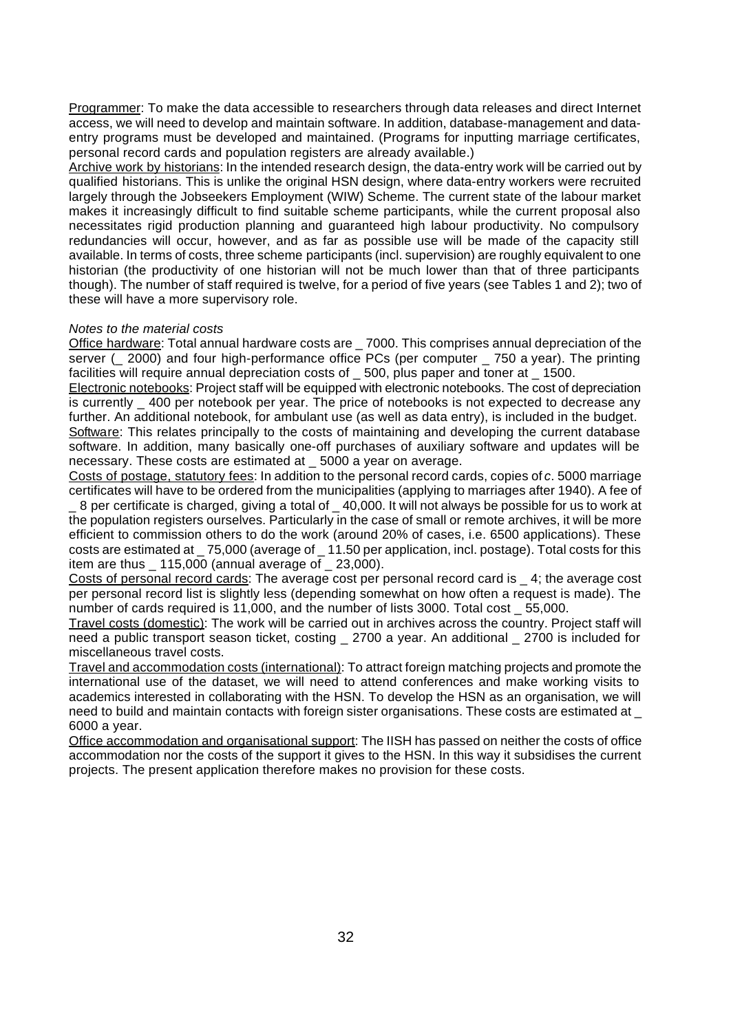Programmer: To make the data accessible to researchers through data releases and direct Internet access, we will need to develop and maintain software. In addition, database-management and data-entry programs must be developed and maintained. (Programs for inputting marriage certificates, personal record cards and population registers are already available.)

Archive work by historians: In the intended research design, the data-entry work will be carried out by qualified historians. This is unlike the original HSN design, where data-entry workers were recruited largely through the Jobseekers Employment (WIW) Scheme. The current state of the labour market makes it increasingly difficult to find suitable scheme participants, while the current proposal also necessitates rigid production planning and guaranteed high labour productivity. No compulsory redundancies will occur, however, and as far as possible use will be made of the capacity still available. In terms of costs, three scheme participants (incl. supervision) are roughly equivalent to one historian (the productivity of one historian will not be much lower than that of three participants though). The number of staff required is twelve, for a period of five years (see Tables 1 and 2); two of these will have a more supervisory role.

*Notes to the material costs*

Office hardware: Total annual hardware costs are _ 7000. This comprises annual depreciation of the server (_ 2000) and four high-performance office PCs (per computer _ 750 a year). The printing facilities will require annual depreciation costs of _ 500, plus paper and toner at _ 1500.

Electronic notebooks: Project staff will be equipped with electronic notebooks. The cost of depreciation is currently _ 400 per notebook per year. The price of notebooks is not expected to decrease any further. An additional notebook, for ambulant use (as well as data entry), is included in the budget.

Software: This relates principally to the costs of maintaining and developing the current database software. In addition, many basically one-off purchases of auxiliary software and updates will be necessary. These costs are estimated at _ 5000 a year on average.

Costs of postage, statutory fees: In addition to the personal record cards, copies of *c*. 5000 marriage certificates will have to be ordered from the municipalities (applying to marriages after 1940). A fee of _ 8 per certificate is charged, giving a total of _ 40,000. It will not always be possible for us to work at the population registers ourselves. Particularly in the case of small or remote archives, it will be more efficient to commission others to do the work (around 20% of cases, i.e. 6500 applications). These costs are estimated at _ 75,000 (average of _ 11.50 per application, incl. postage). Total costs for this item are thus _ 115,000 (annual average of _ 23,000).

Costs of personal record cards: The average cost per personal record card is _ 4; the average cost per personal record list is slightly less (depending somewhat on how often a request is made). The number of cards required is 11,000, and the number of lists 3000. Total cost _ 55,000.

Travel costs (domestic): The work will be carried out in archives across the country. Project staff will need a public transport season ticket, costing _ 2700 a year. An additional _ 2700 is included for miscellaneous travel costs.

Travel and accommodation costs (international): To attract foreign matching projects and promote the international use of the dataset, we will need to attend conferences and make working visits to academics interested in collaborating with the HSN. To develop the HSN as an organisation, we will need to build and maintain contacts with foreign sister organisations. These costs are estimated at _ 6000 a year.

Office accommodation and organisational support: The IISH has passed on neither the costs of office accommodation nor the costs of the support it gives to the HSN. In this way it subsidises the current projects. The present application therefore makes no provision for these costs.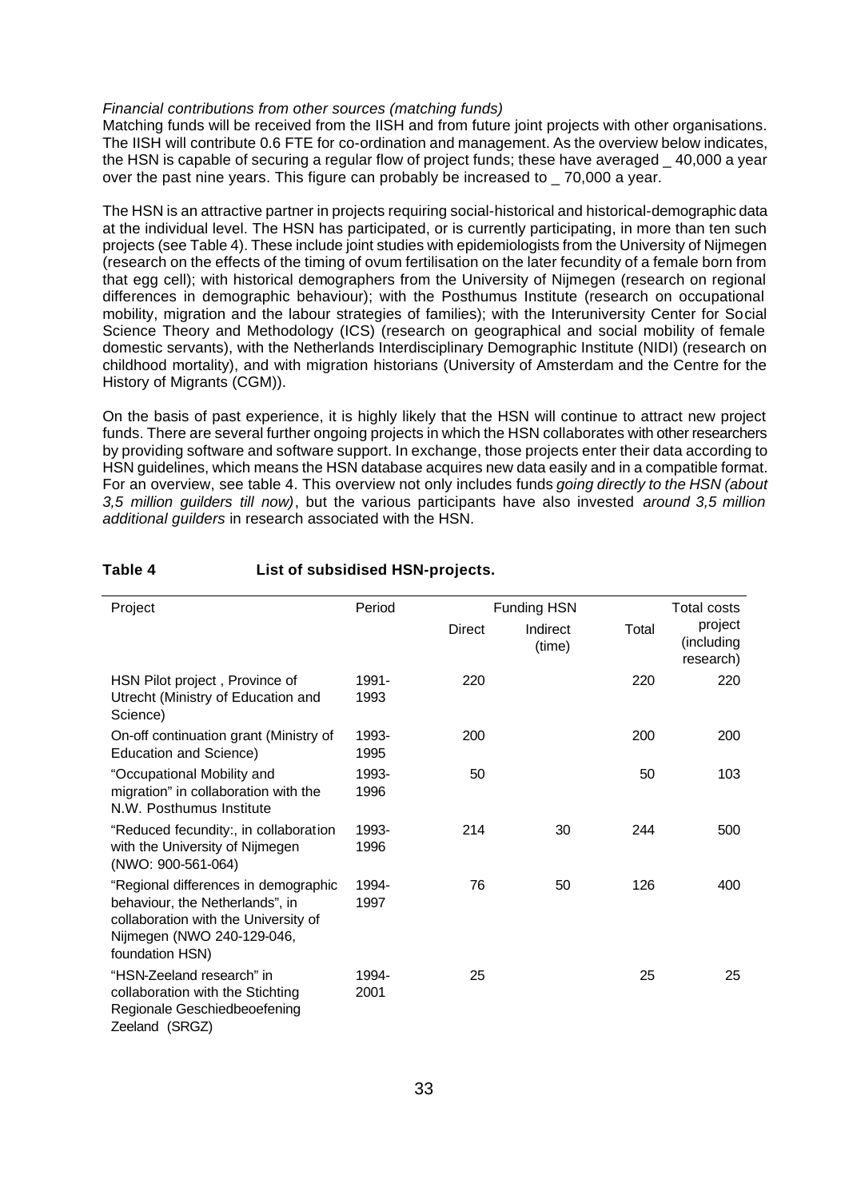*Financial contributions from other sources (matching funds)*
Matching funds will be received from the IISH and from future joint projects with other organisations. The IISH will contribute 0.6 FTE for co-ordination and management. As the overview below indicates, the HSN is capable of securing a regular flow of project funds; these have averaged _ 40,000 a year over the past nine years. This figure can probably be increased to _ 70,000 a year.

The HSN is an attractive partner in projects requiring social-historical and historical-demographic data at the individual level. The HSN has participated, or is currently participating, in more than ten such projects (see Table 4). These include joint studies with epidemiologists from the University of Nijmegen (research on the effects of the timing of ovum fertilisation on the later fecundity of a female born from that egg cell); with historical demographers from the University of Nijmegen (research on regional differences in demographic behaviour); with the Posthumus Institute (research on occupational mobility, migration and the labour strategies of families); with the Interuniversity Center for Social Science Theory and Methodology (ICS) (research on geographical and social mobility of female domestic servants), with the Netherlands Interdisciplinary Demographic Institute (NIDI) (research on childhood mortality), and with migration historians (University of Amsterdam and the Centre for the History of Migrants (CGM)).

On the basis of past experience, it is highly likely that the HSN will continue to attract new project funds. There are several further ongoing projects in which the HSN collaborates with other researchers by providing software and software support. In exchange, those projects enter their data according to HSN guidelines, which means the HSN database acquires new data easily and in a compatible format. For an overview, see table 4. This overview not only includes funds *going directly to the HSN (about 3,5 million guilders till now)*, but the various participants have also invested *around 3,5 million additional guilders* in research associated with the HSN.

**Table 4 List of subsidised HSN-projects.**

| Project | Period | Funding HSN | | | Total costs |
|---|---|---|---|---|---|
| | | Direct | Indirect (time) | Total | project (including research) |
| HSN Pilot project , Province of Utrecht (Ministry of Education and Science) | 1991-1993 | 220 | | 220 | 220 |
| On-off continuation grant (Ministry of Education and Science) | 1993-1995 | 200 | | 200 | 200 |
| "Occupational Mobility and migration" in collaboration with the N.W. Posthumus Institute | 1993-1996 | 50 | | 50 | 103 |
| "Reduced fecundity:, in collaboration with the University of Nijmegen (NWO: 900-561-064) | 1993-1996 | 214 | 30 | 244 | 500 |
| "Regional differences in demographic behaviour, the Netherlands", in collaboration with the University of Nijmegen (NWO 240-129-046, foundation HSN) | 1994-1997 | 76 | 50 | 126 | 400 |
| "HSN-Zeeland research" in collaboration with the Stichting Regionale Geschiedbeoefening Zeeland (SRGZ) | 1994-2001 | 25 | | 25 | 25 |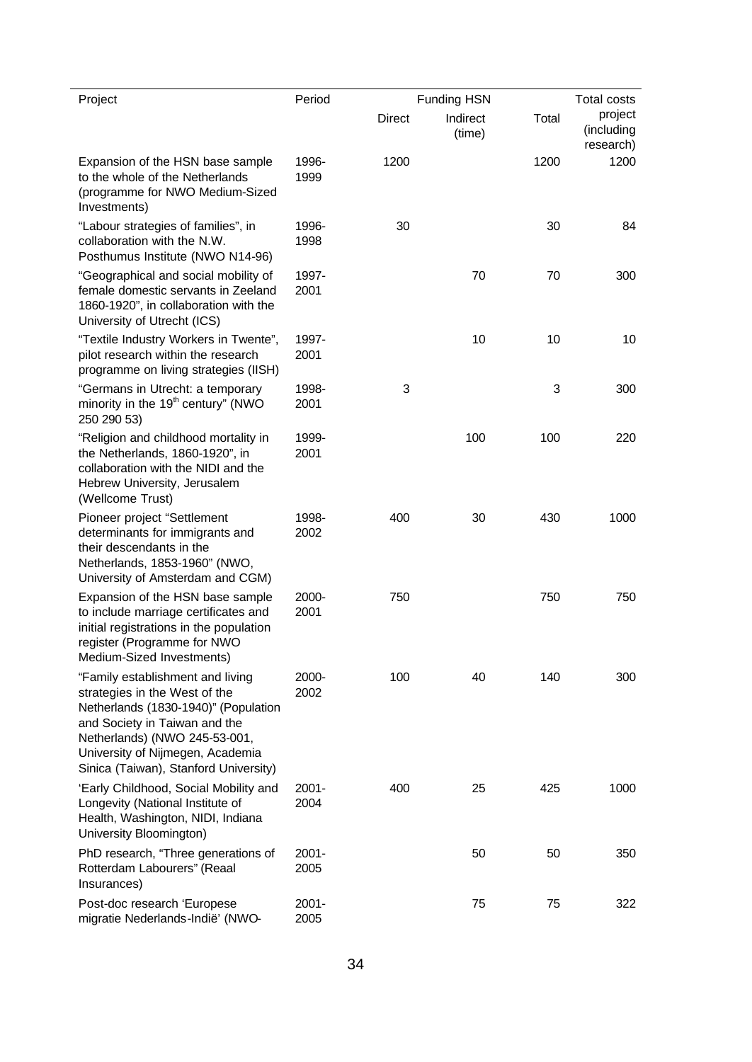| Project | Period | Funding HSN | | | Total costs project (including research) |
|---|---|---|---|---|---|
| | | Direct | Indirect (time) | Total | |
| Expansion of the HSN base sample to the whole of the Netherlands (programme for NWO Medium-Sized Investments) | 1996-1999 | 1200 | | 1200 | 1200 |
| "Labour strategies of families", in collaboration with the N.W. Posthumus Institute (NWO N14-96) | 1996-1998 | 30 | | 30 | 84 |
| "Geographical and social mobility of female domestic servants in Zeeland 1860-1920", in collaboration with the University of Utrecht (ICS) | 1997-2001 | | 70 | 70 | 300 |
| "Textile Industry Workers in Twente", pilot research within the research programme on living strategies (IISH) | 1997-2001 | | 10 | 10 | 10 |
| "Germans in Utrecht: a temporary minority in the 19th century" (NWO 250 290 53) | 1998-2001 | 3 | | 3 | 300 |
| "Religion and childhood mortality in the Netherlands, 1860-1920", in collaboration with the NIDI and the Hebrew University, Jerusalem (Wellcome Trust) | 1999-2001 | | 100 | 100 | 220 |
| Pioneer project "Settlement determinants for immigrants and their descendants in the Netherlands, 1853-1960" (NWO, University of Amsterdam and CGM) | 1998-2002 | 400 | 30 | 430 | 1000 |
| Expansion of the HSN base sample to include marriage certificates and initial registrations in the population register (Programme for NWO Medium-Sized Investments) | 2000-2001 | 750 | | 750 | 750 |
| "Family establishment and living strategies in the West of the Netherlands (1830-1940)" (Population and Society in Taiwan and the Netherlands) (NWO 245-53-001, University of Nijmegen, Academia Sinica (Taiwan), Stanford University) | 2000-2002 | 100 | 40 | 140 | 300 |
| 'Early Childhood, Social Mobility and Longevity (National Institute of Health, Washington, NIDI, Indiana University Bloomington) | 2001-2004 | 400 | 25 | 425 | 1000 |
| PhD research, "Three generations of Rotterdam Labourers" (Reaal Insurances) | 2001-2005 | | 50 | 50 | 350 |
| Post-doc research 'Europese migratie Nederlands-Indië' (NWO- | 2001-2005 | | 75 | 75 | 322 |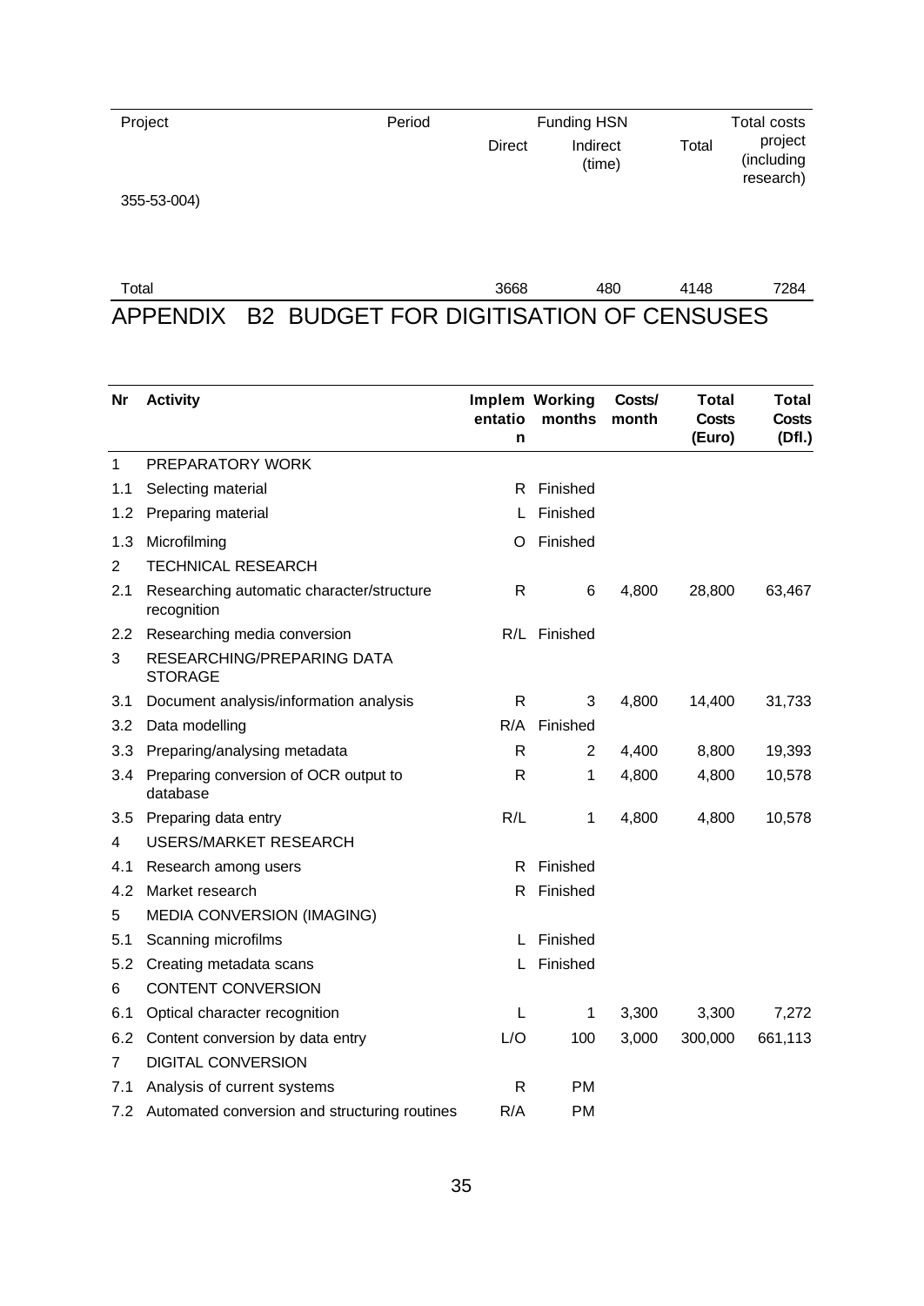| Project | Period | Funding HSN | | | Total costs |
|---|---|---|---|---|---|
| | | Direct | Indirect (time) | Total | project (including research) |
| 355-53-004) | | | | | |
| Total | | 3668 | 480 | 4148 | 7284 |

# APPENDIX B2 BUDGET FOR DIGITISATION OF CENSUSES

| Nr | Activity | Implementation | Working months | Costs/ month | Total Costs (Euro) | Total Costs (Dfl.) |
|---|---|---|---|---|---|---|
| 1 | PREPARATORY WORK | | | | | |
| 1.1 | Selecting material | R | Finished | | | |
| 1.2 | Preparing material | L | Finished | | | |
| 1.3 | Microfilming | O | Finished | | | |
| 2 | TECHNICAL RESEARCH | | | | | |
| 2.1 | Researching automatic character/structure recognition | R | 6 | 4,800 | 28,800 | 63,467 |
| 2.2 | Researching media conversion | R/L | Finished | | | |
| 3 | RESEARCHING/PREPARING DATA STORAGE | | | | | |
| 3.1 | Document analysis/information analysis | R | 3 | 4,800 | 14,400 | 31,733 |
| 3.2 | Data modelling | R/A | Finished | | | |
| 3.3 | Preparing/analysing metadata | R | 2 | 4,400 | 8,800 | 19,393 |
| 3.4 | Preparing conversion of OCR output to database | R | 1 | 4,800 | 4,800 | 10,578 |
| 3.5 | Preparing data entry | R/L | 1 | 4,800 | 4,800 | 10,578 |
| 4 | USERS/MARKET RESEARCH | | | | | |
| 4.1 | Research among users | R | Finished | | | |
| 4.2 | Market research | R | Finished | | | |
| 5 | MEDIA CONVERSION (IMAGING) | | | | | |
| 5.1 | Scanning microfilms | L | Finished | | | |
| 5.2 | Creating metadata scans | L | Finished | | | |
| 6 | CONTENT CONVERSION | | | | | |
| 6.1 | Optical character recognition | L | 1 | 3,300 | 3,300 | 7,272 |
| 6.2 | Content conversion by data entry | L/O | 100 | 3,000 | 300,000 | 661,113 |
| 7 | DIGITAL CONVERSION | | | | | |
| 7.1 | Analysis of current systems | R | PM | | | |
| 7.2 | Automated conversion and structuring routines | R/A | PM | | | |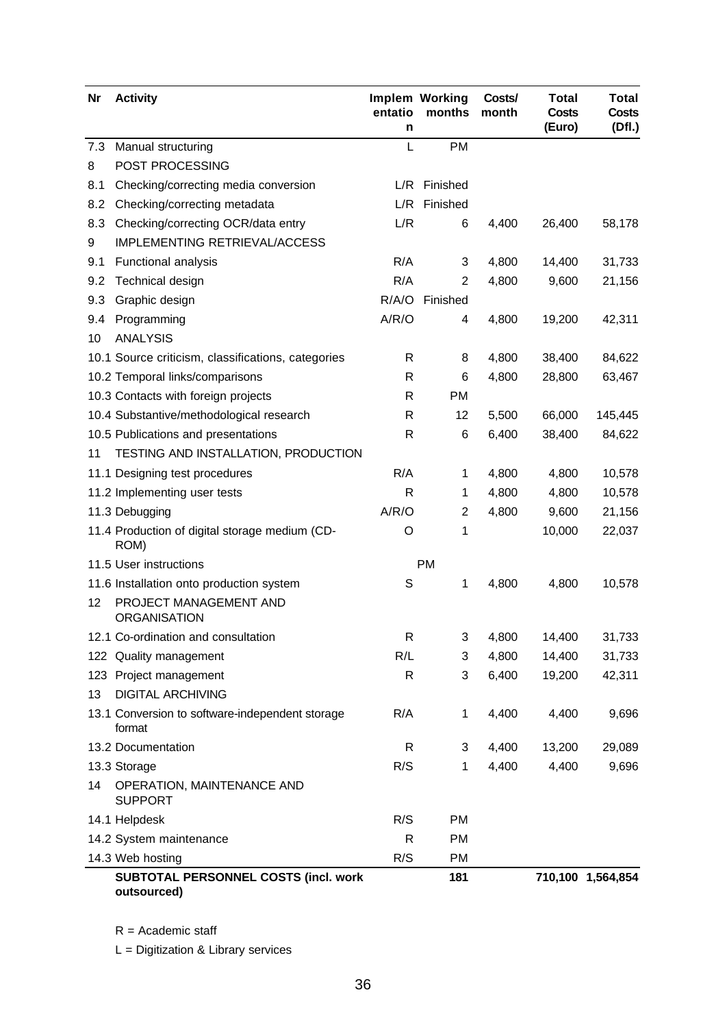| Nr | Activity | Implementation | Working months | Costs/ month | Total Costs (Euro) | Total Costs (Dfl.) |
|---|---|---|---|---|---|---|
| 7.3 | Manual structuring | L | PM | | | |
| 8 | POST PROCESSING | | | | | |
| 8.1 | Checking/correcting media conversion | L/R | Finished | | | |
| 8.2 | Checking/correcting metadata | L/R | Finished | | | |
| 8.3 | Checking/correcting OCR/data entry | L/R | 6 | 4,400 | 26,400 | 58,178 |
| 9 | IMPLEMENTING RETRIEVAL/ACCESS | | | | | |
| 9.1 | Functional analysis | R/A | 3 | 4,800 | 14,400 | 31,733 |
| 9.2 | Technical design | R/A | 2 | 4,800 | 9,600 | 21,156 |
| 9.3 | Graphic design | R/A/O | Finished | | | |
| 9.4 | Programming | A/R/O | 4 | 4,800 | 19,200 | 42,311 |
| 10 | ANALYSIS | | | | | |
| 10.1 | Source criticism, classifications, categories | R | 8 | 4,800 | 38,400 | 84,622 |
| 10.2 | Temporal links/comparisons | R | 6 | 4,800 | 28,800 | 63,467 |
| 10.3 | Contacts with foreign projects | R | PM | | | |
| 10.4 | Substantive/methodological research | R | 12 | 5,500 | 66,000 | 145,445 |
| 10.5 | Publications and presentations | R | 6 | 6,400 | 38,400 | 84,622 |
| 11 | TESTING AND INSTALLATION, PRODUCTION | | | | | |
| 11.1 | Designing test procedures | R/A | 1 | 4,800 | 4,800 | 10,578 |
| 11.2 | Implementing user tests | R | 1 | 4,800 | 4,800 | 10,578 |
| 11.3 | Debugging | A/R/O | 2 | 4,800 | 9,600 | 21,156 |
| 11.4 | Production of digital storage medium (CD-ROM) | O | 1 | | 10,000 | 22,037 |
| 11.5 | User instructions | | PM | | | |
| 11.6 | Installation onto production system | S | 1 | 4,800 | 4,800 | 10,578 |
| 12 | PROJECT MANAGEMENT AND ORGANISATION | | | | | |
| 12.1 | Co-ordination and consultation | R | 3 | 4,800 | 14,400 | 31,733 |
| 122 | Quality management | R/L | 3 | 4,800 | 14,400 | 31,733 |
| 123 | Project management | R | 3 | 6,400 | 19,200 | 42,311 |
| 13 | DIGITAL ARCHIVING | | | | | |
| 13.1 | Conversion to software-independent storage format | R/A | 1 | 4,400 | 4,400 | 9,696 |
| 13.2 | Documentation | R | 3 | 4,400 | 13,200 | 29,089 |
| 13.3 | Storage | R/S | 1 | 4,400 | 4,400 | 9,696 |
| 14 | OPERATION, MAINTENANCE AND SUPPORT | | | | | |
| 14.1 | Helpdesk | R/S | PM | | | |
| 14.2 | System maintenance | R | PM | | | |
| 14.3 | Web hosting | R/S | PM | | | |
| | **SUBTOTAL PERSONNEL COSTS (incl. work outsourced)** | | **181** | | **710,100** | **1,564,854** |

R = Academic staff

L = Digitization & Library services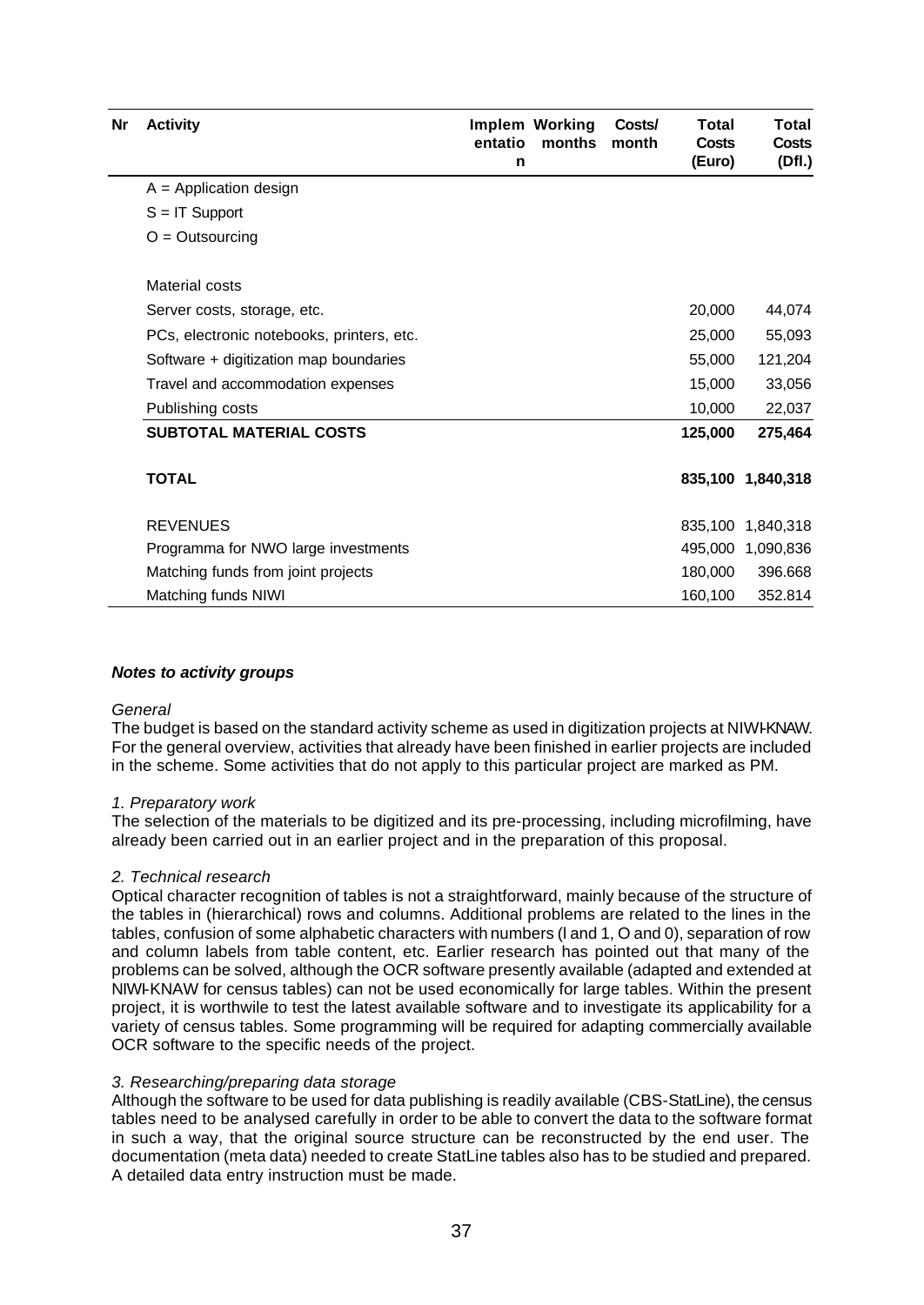| Nr | Activity | Implementation | Working months | Costs/ month | Total Costs (Euro) | Total Costs (Dfl.) |
|---|---|---|---|---|---|---|
| | A = Application design | | | | | |
| | S = IT Support | | | | | |
| | O = Outsourcing | | | | | |
| | | | | | | |
| | Material costs | | | | | |
| | Server costs, storage, etc. | | | | 20,000 | 44,074 |
| | PCs, electronic notebooks, printers, etc. | | | | 25,000 | 55,093 |
| | Software + digitization map boundaries | | | | 55,000 | 121,204 |
| | Travel and accommodation expenses | | | | 15,000 | 33,056 |
| | Publishing costs | | | | 10,000 | 22,037 |
| | **SUBTOTAL MATERIAL COSTS** | | | | **125,000** | **275,464** |
| | | | | | | |
| | **TOTAL** | | | | **835,100** | **1,840,318** |
| | | | | | | |
| | REVENUES | | | | 835,100 | 1,840,318 |
| | Programma for NWO large investments | | | | 495,000 | 1,090,836 |
| | Matching funds from joint projects | | | | 180,000 | 396.668 |
| | Matching funds NIWI | | | | 160,100 | 352.814 |

***Notes to activity groups***

*General*

The budget is based on the standard activity scheme as used in digitization projects at NIWI-KNAW. For the general overview, activities that already have been finished in earlier projects are included in the scheme. Some activities that do not apply to this particular project are marked as PM.

*1. Preparatory work*

The selection of the materials to be digitized and its pre-processing, including microfilming, have already been carried out in an earlier project and in the preparation of this proposal.

*2. Technical research*

Optical character recognition of tables is not a straightforward, mainly because of the structure of the tables in (hierarchical) rows and columns. Additional problems are related to the lines in the tables, confusion of some alphabetic characters with numbers (l and 1, O and 0), separation of row and column labels from table content, etc. Earlier research has pointed out that many of the problems can be solved, although the OCR software presently available (adapted and extended at NIWI-KNAW for census tables) can not be used economically for large tables. Within the present project, it is worthwile to test the latest available software and to investigate its applicability for a variety of census tables. Some programming will be required for adapting commercially available OCR software to the specific needs of the project.

*3. Researching/preparing data storage*

Although the software to be used for data publishing is readily available (CBS-StatLine), the census tables need to be analysed carefully in order to be able to convert the data to the software format in such a way, that the original source structure can be reconstructed by the end user. The documentation (meta data) needed to create StatLine tables also has to be studied and prepared. A detailed data entry instruction must be made.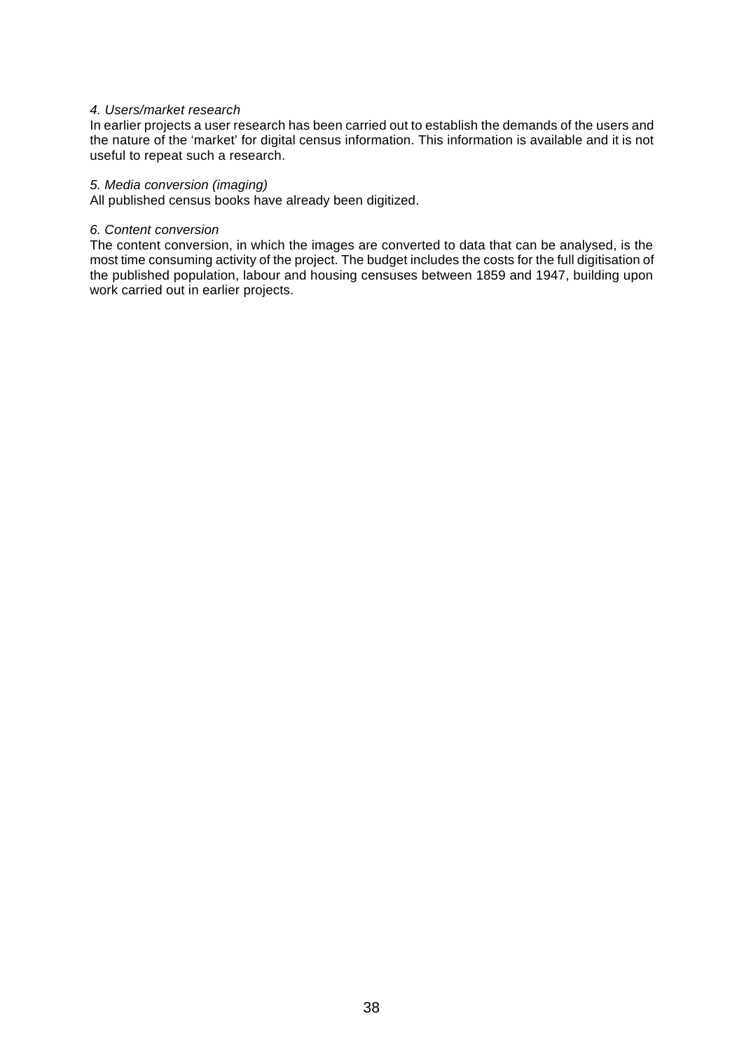*4. Users/market research*

In earlier projects a user research has been carried out to establish the demands of the users and the nature of the 'market' for digital census information. This information is available and it is not useful to repeat such a research.

*5. Media conversion (imaging)*

All published census books have already been digitized.

*6. Content conversion*

The content conversion, in which the images are converted to data that can be analysed, is the most time consuming activity of the project. The budget includes the costs for the full digitisation of the published population, labour and housing censuses between 1859 and 1947, building upon work carried out in earlier projects.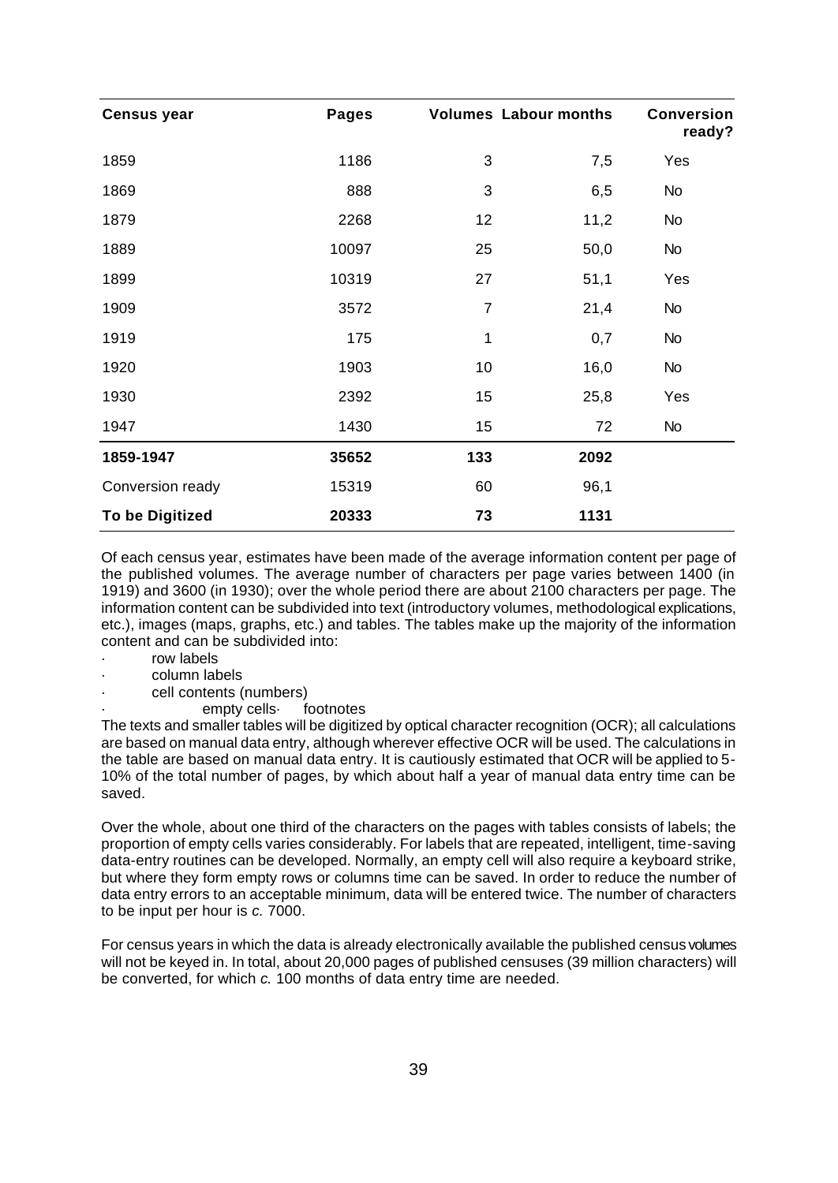| **Census year** | **Pages** | **Volumes** | **Labour months** | **Conversion ready?** |
|---|---|---|---|---|
| 1859 | 1186 | 3 | 7,5 | Yes |
| 1869 | 888 | 3 | 6,5 | No |
| 1879 | 2268 | 12 | 11,2 | No |
| 1889 | 10097 | 25 | 50,0 | No |
| 1899 | 10319 | 27 | 51,1 | Yes |
| 1909 | 3572 | 7 | 21,4 | No |
| 1919 | 175 | 1 | 0,7 | No |
| 1920 | 1903 | 10 | 16,0 | No |
| 1930 | 2392 | 15 | 25,8 | Yes |
| 1947 | 1430 | 15 | 72 | No |
| **1859-1947** | **35652** | **133** | **2092** | |
| Conversion ready | 15319 | 60 | 96,1 | |
| **To be Digitized** | **20333** | **73** | **1131** | |

Of each census year, estimates have been made of the average information content per page of the published volumes. The average number of characters per page varies between 1400 (in 1919) and 3600 (in 1930); over the whole period there are about 2100 characters per page. The information content can be subdivided into text (introductory volumes, methodological explications, etc.), images (maps, graphs, etc.) and tables. The tables make up the majority of the information content and can be subdivided into:

- row labels
- column labels
- cell contents (numbers)
- empty cells
- footnotes

The texts and smaller tables will be digitized by optical character recognition (OCR); all calculations are based on manual data entry, although wherever effective OCR will be used. The calculations in the table are based on manual data entry. It is cautiously estimated that OCR will be applied to 5-10% of the total number of pages, by which about half a year of manual data entry time can be saved.

Over the whole, about one third of the characters on the pages with tables consists of labels; the proportion of empty cells varies considerably. For labels that are repeated, intelligent, time-saving data-entry routines can be developed. Normally, an empty cell will also require a keyboard strike, but where they form empty rows or columns time can be saved. In order to reduce the number of data entry errors to an acceptable minimum, data will be entered twice. The number of characters to be input per hour is *c.* 7000.

For census years in which the data is already electronically available the published census volumes will not be keyed in. In total, about 20,000 pages of published censuses (39 million characters) will be converted, for which *c.* 100 months of data entry time are needed.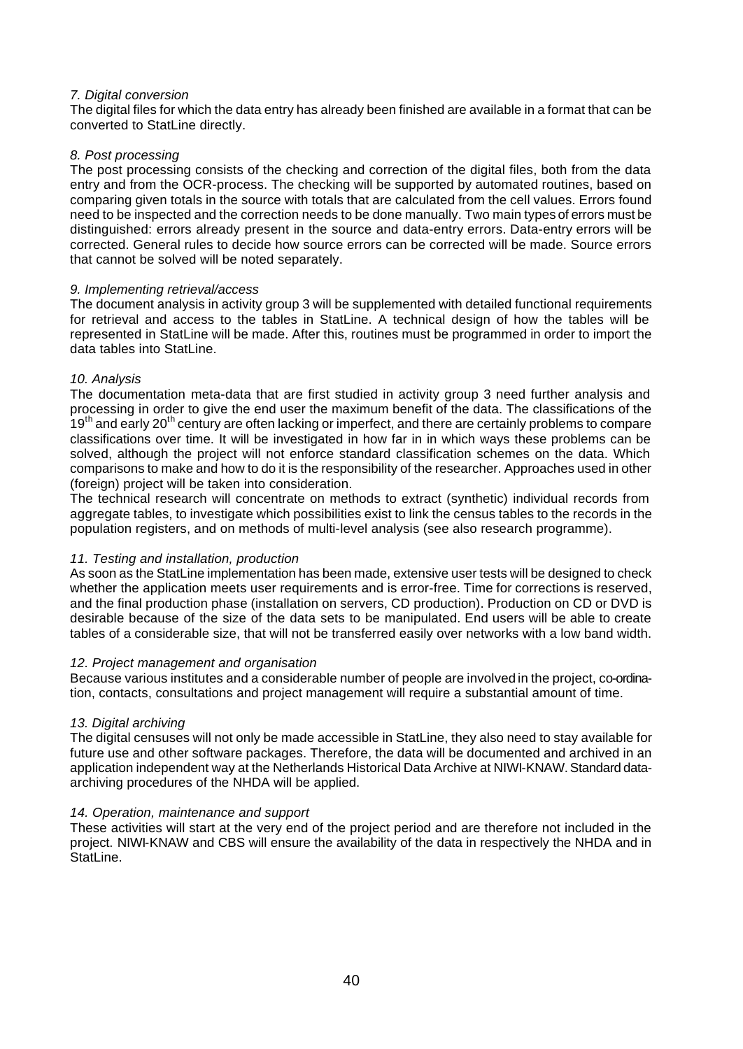*7. Digital conversion*

The digital files for which the data entry has already been finished are available in a format that can be converted to StatLine directly.

*8. Post processing*

The post processing consists of the checking and correction of the digital files, both from the data entry and from the OCR-process. The checking will be supported by automated routines, based on comparing given totals in the source with totals that are calculated from the cell values. Errors found need to be inspected and the correction needs to be done manually. Two main types of errors must be distinguished: errors already present in the source and data-entry errors. Data-entry errors will be corrected. General rules to decide how source errors can be corrected will be made. Source errors that cannot be solved will be noted separately.

*9. Implementing retrieval/access*

The document analysis in activity group 3 will be supplemented with detailed functional requirements for retrieval and access to the tables in StatLine. A technical design of how the tables will be represented in StatLine will be made. After this, routines must be programmed in order to import the data tables into StatLine.

*10. Analysis*

The documentation meta-data that are first studied in activity group 3 need further analysis and processing in order to give the end user the maximum benefit of the data. The classifications of the 19th and early 20th century are often lacking or imperfect, and there are certainly problems to compare classifications over time. It will be investigated in how far in in which ways these problems can be solved, although the project will not enforce standard classification schemes on the data. Which comparisons to make and how to do it is the responsibility of the researcher. Approaches used in other (foreign) project will be taken into consideration.

The technical research will concentrate on methods to extract (synthetic) individual records from aggregate tables, to investigate which possibilities exist to link the census tables to the records in the population registers, and on methods of multi-level analysis (see also research programme).

*11. Testing and installation, production*

As soon as the StatLine implementation has been made, extensive user tests will be designed to check whether the application meets user requirements and is error-free. Time for corrections is reserved, and the final production phase (installation on servers, CD production). Production on CD or DVD is desirable because of the size of the data sets to be manipulated. End users will be able to create tables of a considerable size, that will not be transferred easily over networks with a low band width.

*12. Project management and organisation*

Because various institutes and a considerable number of people are involved in the project, co-ordination, contacts, consultations and project management will require a substantial amount of time.

*13. Digital archiving*

The digital censuses will not only be made accessible in StatLine, they also need to stay available for future use and other software packages. Therefore, the data will be documented and archived in an application independent way at the Netherlands Historical Data Archive at NIWI-KNAW. Standard data-archiving procedures of the NHDA will be applied.

*14. Operation, maintenance and support*

These activities will start at the very end of the project period and are therefore not included in the project. NIWI-KNAW and CBS will ensure the availability of the data in respectively the NHDA and in StatLine.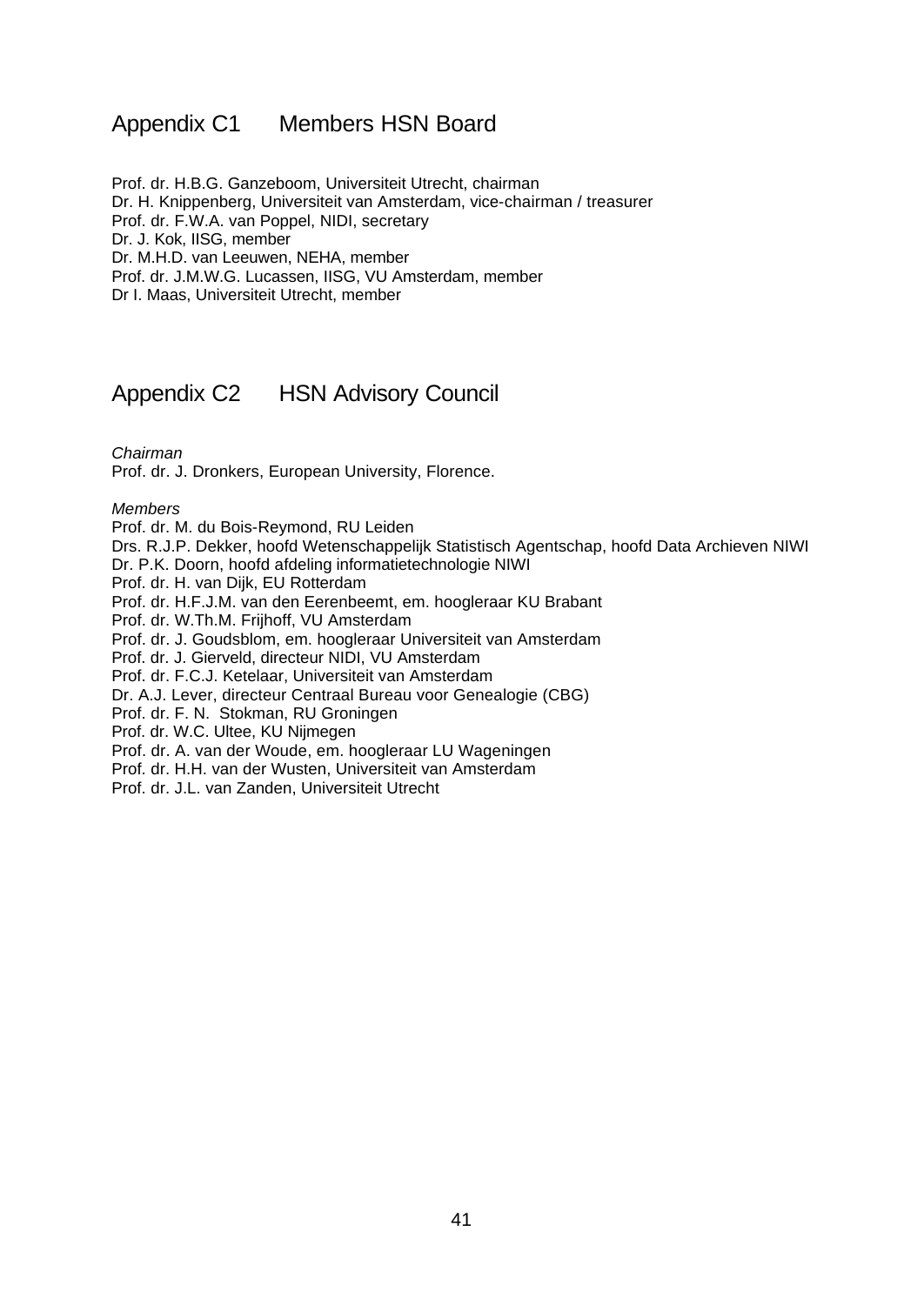## Appendix C1 Members HSN Board

Prof. dr. H.B.G. Ganzeboom, Universiteit Utrecht, chairman
Dr. H. Knippenberg, Universiteit van Amsterdam, vice-chairman / treasurer
Prof. dr. F.W.A. van Poppel, NIDI, secretary
Dr. J. Kok, IISG, member
Dr. M.H.D. van Leeuwen, NEHA, member
Prof. dr. J.M.W.G. Lucassen, IISG, VU Amsterdam, member
Dr I. Maas, Universiteit Utrecht, member

## Appendix C2 HSN Advisory Council

*Chairman*
Prof. dr. J. Dronkers, European University, Florence.

*Members*
Prof. dr. M. du Bois-Reymond, RU Leiden
Drs. R.J.P. Dekker, hoofd Wetenschappelijk Statistisch Agentschap, hoofd Data Archieven NIWI
Dr. P.K. Doorn, hoofd afdeling informatietechnologie NIWI
Prof. dr. H. van Dijk, EU Rotterdam
Prof. dr. H.F.J.M. van den Eerenbeemt, em. hoogleraar KU Brabant
Prof. dr. W.Th.M. Frijhoff, VU Amsterdam
Prof. dr. J. Goudsblom, em. hoogleraar Universiteit van Amsterdam
Prof. dr. J. Gierveld, directeur NIDI, VU Amsterdam
Prof. dr. F.C.J. Ketelaar, Universiteit van Amsterdam
Dr. A.J. Lever, directeur Centraal Bureau voor Genealogie (CBG)
Prof. dr. F. N. Stokman, RU Groningen
Prof. dr. W.C. Ultee, KU Nijmegen
Prof. dr. A. van der Woude, em. hoogleraar LU Wageningen
Prof. dr. H.H. van der Wusten, Universiteit van Amsterdam
Prof. dr. J.L. van Zanden, Universiteit Utrecht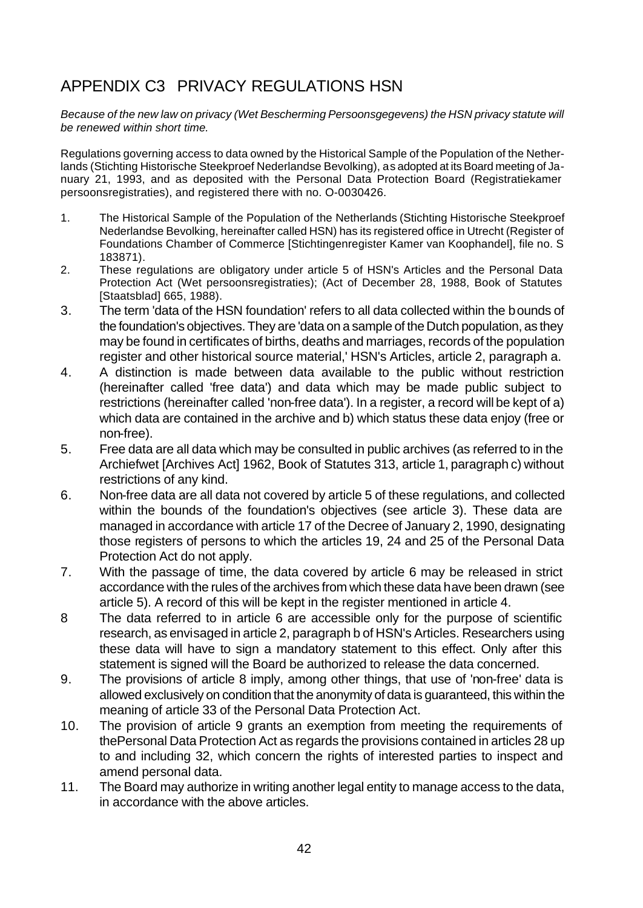# APPENDIX C3 PRIVACY REGULATIONS HSN

*Because of the new law on privacy (Wet Bescherming Persoonsgegevens) the HSN privacy statute will be renewed within short time.*

Regulations governing access to data owned by the Historical Sample of the Population of the Netherlands (Stichting Historische Steekproef Nederlandse Bevolking), as adopted at its Board meeting of January 21, 1993, and as deposited with the Personal Data Protection Board (Registratiekamer persoonsregistraties), and registered there with no. O-0030426.

1. The Historical Sample of the Population of the Netherlands (Stichting Historische Steekproef Nederlandse Bevolking, hereinafter called HSN) has its registered office in Utrecht (Register of Foundations Chamber of Commerce [Stichtingenregister Kamer van Koophandel], file no. S 183871).
2. These regulations are obligatory under article 5 of HSN's Articles and the Personal Data Protection Act (Wet persoonsregistraties); (Act of December 28, 1988, Book of Statutes [Staatsblad] 665, 1988).
3. The term 'data of the HSN foundation' refers to all data collected within the bounds of the foundation's objectives. They are 'data on a sample of the Dutch population, as they may be found in certificates of births, deaths and marriages, records of the population register and other historical source material,' HSN's Articles, article 2, paragraph a.
4. A distinction is made between data available to the public without restriction (hereinafter called 'free data') and data which may be made public subject to restrictions (hereinafter called 'non-free data'). In a register, a record will be kept of a) which data are contained in the archive and b) which status these data enjoy (free or non-free).
5. Free data are all data which may be consulted in public archives (as referred to in the Archiefwet [Archives Act] 1962, Book of Statutes 313, article 1, paragraph c) without restrictions of any kind.
6. Non-free data are all data not covered by article 5 of these regulations, and collected within the bounds of the foundation's objectives (see article 3). These data are managed in accordance with article 17 of the Decree of January 2, 1990, designating those registers of persons to which the articles 19, 24 and 25 of the Personal Data Protection Act do not apply.
7. With the passage of time, the data covered by article 6 may be released in strict accordance with the rules of the archives from which these data have been drawn (see article 5). A record of this will be kept in the register mentioned in article 4.
8. The data referred to in article 6 are accessible only for the purpose of scientific research, as envisaged in article 2, paragraph b of HSN's Articles. Researchers using these data will have to sign a mandatory statement to this effect. Only after this statement is signed will the Board be authorized to release the data concerned.
9. The provisions of article 8 imply, among other things, that use of 'non-free' data is allowed exclusively on condition that the anonymity of data is guaranteed, this within the meaning of article 33 of the Personal Data Protection Act.
10. The provision of article 9 grants an exemption from meeting the requirements of thePersonal Data Protection Act as regards the provisions contained in articles 28 up to and including 32, which concern the rights of interested parties to inspect and amend personal data.
11. The Board may authorize in writing another legal entity to manage access to the data, in accordance with the above articles.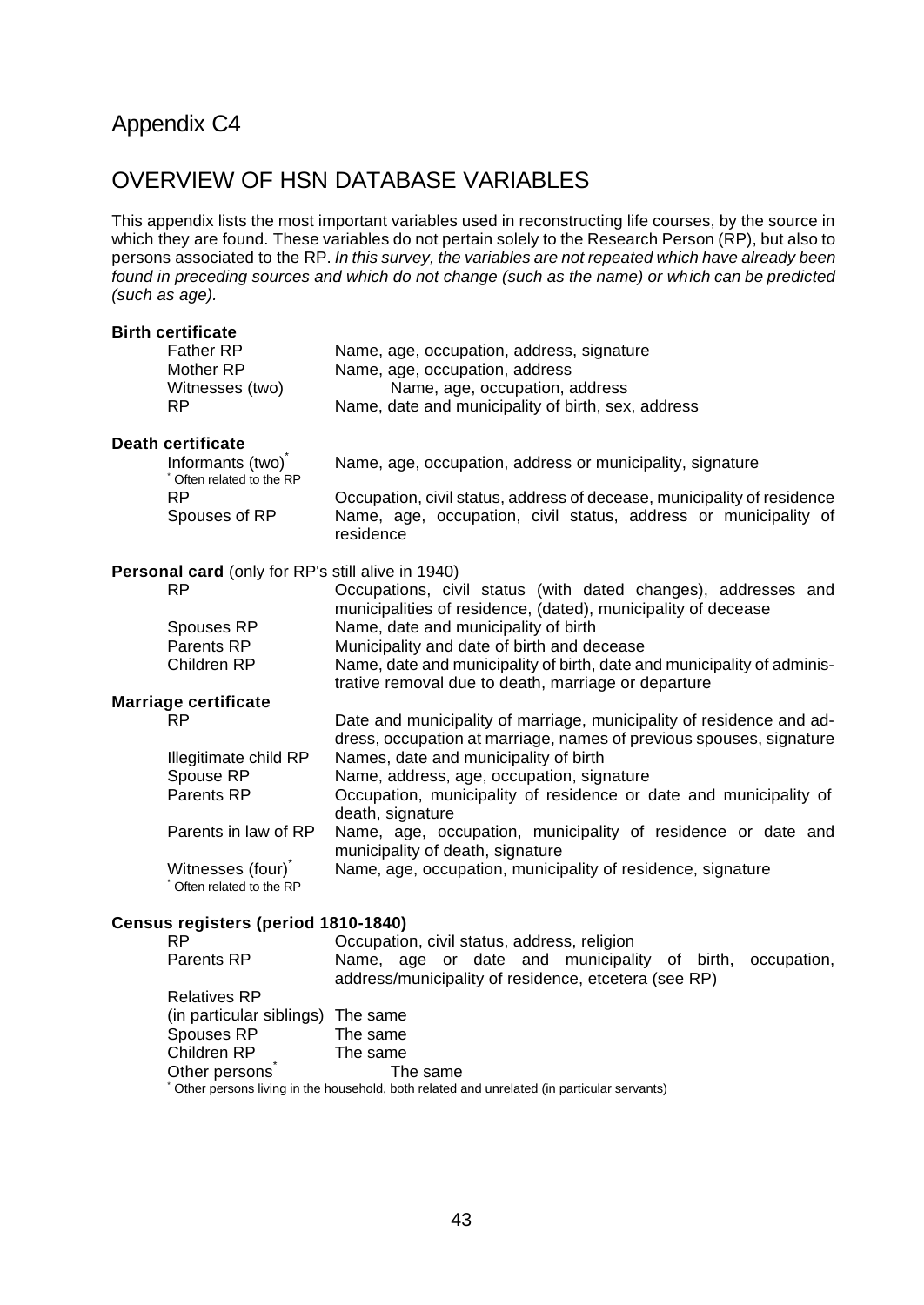# Appendix C4

## OVERVIEW OF HSN DATABASE VARIABLES

This appendix lists the most important variables used in reconstructing life courses, by the source in which they are found. These variables do not pertain solely to the Research Person (RP), but also to persons associated to the RP. *In this survey, the variables are not repeated which have already been found in preceding sources and which do not change (such as the name) or which can be predicted (such as age).*

**Birth certificate**

| | |
|---|---|
| Father RP | Name, age, occupation, address, signature |
| Mother RP | Name, age, occupation, address |
| Witnesses (two) | Name, age, occupation, address |
| RP | Name, date and municipality of birth, sex, address |

**Death certificate**

| | |
|---|---|
| Informants (two)* | Name, age, occupation, address or municipality, signature |
| RP | Occupation, civil status, address of decease, municipality of residence |
| Spouses of RP | Name, age, occupation, civil status, address or municipality of residence |

\* Often related to the RP

**Personal card** (only for RP's still alive in 1940)

| | |
|---|---|
| RP | Occupations, civil status (with dated changes), addresses and municipalities of residence, (dated), municipality of decease |
| Spouses RP | Name, date and municipality of birth |
| Parents RP | Municipality and date of birth and decease |
| Children RP | Name, date and municipality of birth, date and municipality of administrative removal due to death, marriage or departure |

**Marriage certificate**

| | |
|---|---|
| RP | Date and municipality of marriage, municipality of residence and address, occupation at marriage, names of previous spouses, signature |
| Illegitimate child RP | Names, date and municipality of birth |
| Spouse RP | Name, address, age, occupation, signature |
| Parents RP | Occupation, municipality of residence or date and municipality of death, signature |
| Parents in law of RP | Name, age, occupation, municipality of residence or date and municipality of death, signature |
| Witnesses (four)* | Name, age, occupation, municipality of residence, signature |

\* Often related to the RP

**Census registers (period 1810-1840)**

| | |
|---|---|
| RP | Occupation, civil status, address, religion |
| Parents RP | Name, age or date and municipality of birth, occupation, address/municipality of residence, etcetera (see RP) |
| Relatives RP (in particular siblings) | The same |
| Spouses RP | The same |
| Children RP | The same |
| Other persons* | The same |

\* Other persons living in the household, both related and unrelated (in particular servants)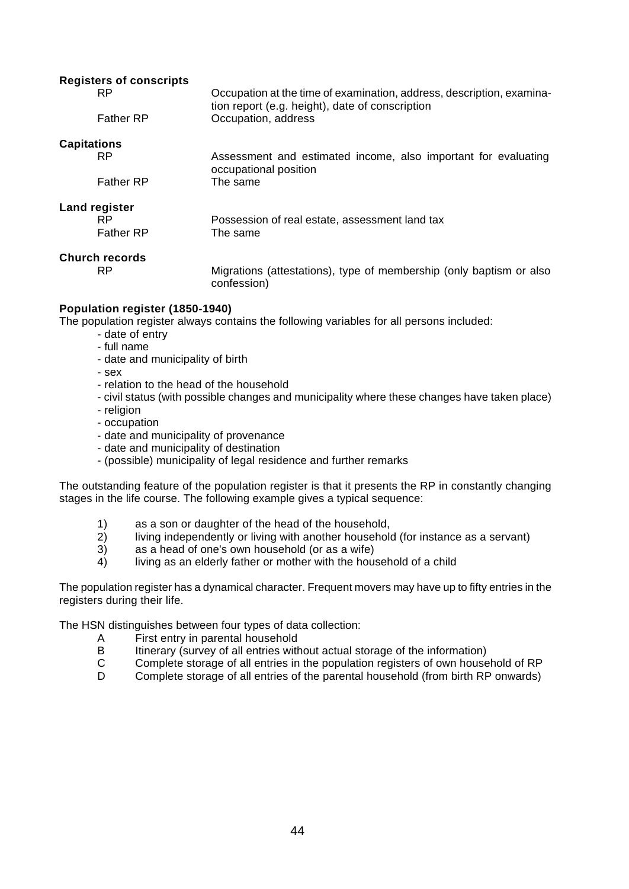**Registers of conscripts**

| | |
|---|---|
| RP | Occupation at the time of examination, address, description, examination report (e.g. height), date of conscription |
| Father RP | Occupation, address |

**Capitations**

| | |
|---|---|
| RP | Assessment and estimated income, also important for evaluating occupational position |
| Father RP | The same |

**Land register**

| | |
|---|---|
| RP | Possession of real estate, assessment land tax |
| Father RP | The same |

**Church records**

| | |
|---|---|
| RP | Migrations (attestations), type of membership (only baptism or also confession) |

**Population register (1850-1940)**

The population register always contains the following variables for all persons included:

- date of entry
- full name
- date and municipality of birth
- sex
- relation to the head of the household
- civil status (with possible changes and municipality where these changes have taken place)
- religion
- occupation
- date and municipality of provenance
- date and municipality of destination
- (possible) municipality of legal residence and further remarks

The outstanding feature of the population register is that it presents the RP in constantly changing stages in the life course. The following example gives a typical sequence:

1) as a son or daughter of the head of the household,
2) living independently or living with another household (for instance as a servant)
3) as a head of one's own household (or as a wife)
4) living as an elderly father or mother with the household of a child

The population register has a dynamical character. Frequent movers may have up to fifty entries in the registers during their life.

The HSN distinguishes between four types of data collection:

A First entry in parental household
B Itinerary (survey of all entries without actual storage of the information)
C Complete storage of all entries in the population registers of own household of RP
D Complete storage of all entries of the parental household (from birth RP onwards)